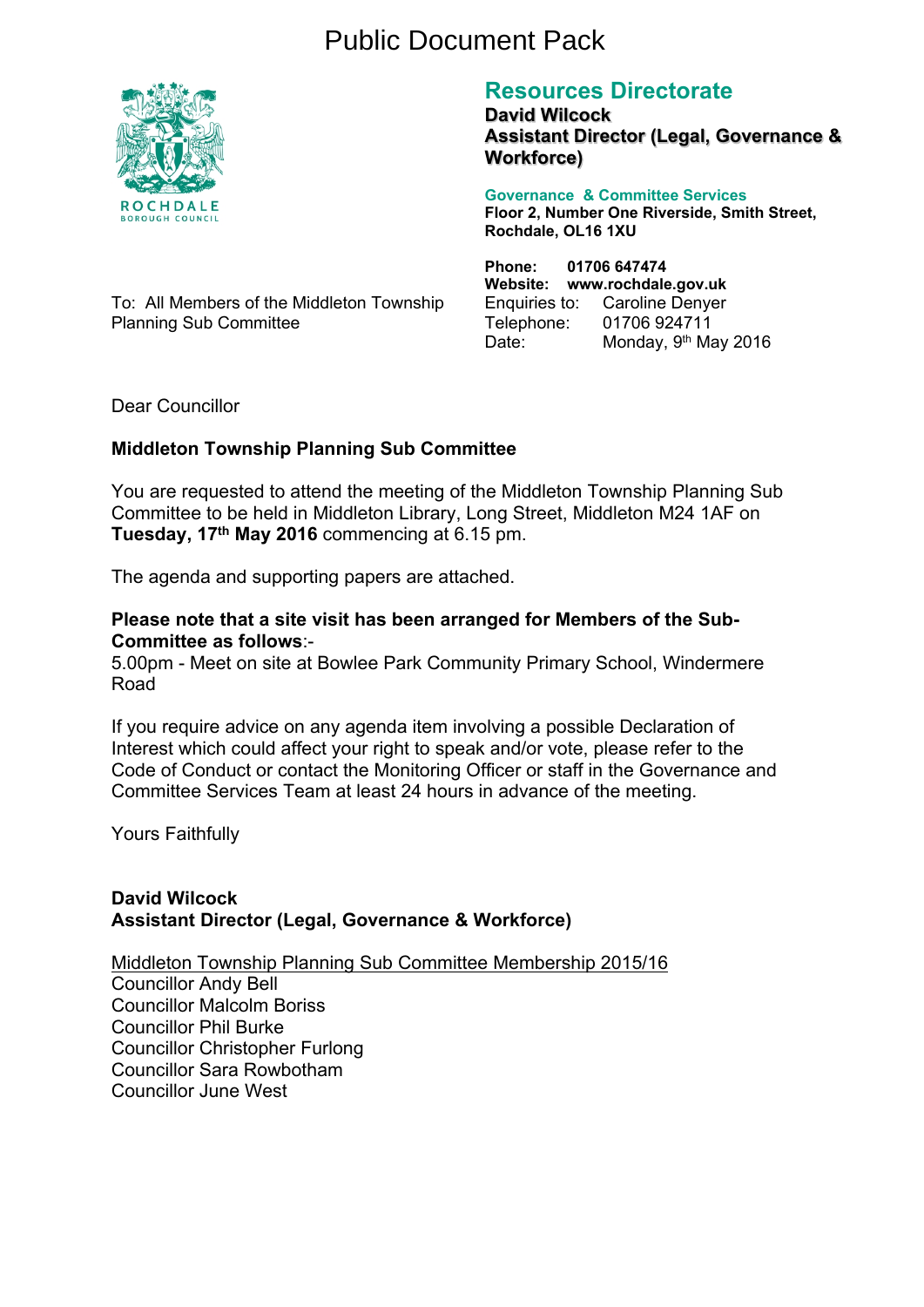# Public Document Pack

ROCHDALE
BOROUGH COUNCIL

## Resources Directorate

**David Wilcock**
**Assistant Director (Legal, Governance & Workforce)**

**Governance & Committee Services**
**Floor 2, Number One Riverside, Smith Street, Rochdale, OL16 1XU**

**Phone:** **01706 647474**
**Website:** **www.rochdale.gov.uk**
Enquiries to: Caroline Denyer
Telephone: 01706 924711
Date: Monday, 9th May 2016

To: All Members of the Middleton Township Planning Sub Committee

Dear Councillor

**Middleton Township Planning Sub Committee**

You are requested to attend the meeting of the Middleton Township Planning Sub Committee to be held in Middleton Library, Long Street, Middleton M24 1AF on **Tuesday, 17th May 2016** commencing at 6.15 pm.

The agenda and supporting papers are attached.

**Please note that a site visit has been arranged for Members of the Sub-Committee as follows**:-
5.00pm - Meet on site at Bowlee Park Community Primary School, Windermere Road

If you require advice on any agenda item involving a possible Declaration of Interest which could affect your right to speak and/or vote, please refer to the Code of Conduct or contact the Monitoring Officer or staff in the Governance and Committee Services Team at least 24 hours in advance of the meeting.

Yours Faithfully

**David Wilcock**
**Assistant Director (Legal, Governance & Workforce)**

Middleton Township Planning Sub Committee Membership 2015/16
Councillor Andy Bell
Councillor Malcolm Boriss
Councillor Phil Burke
Councillor Christopher Furlong
Councillor Sara Rowbotham
Councillor June West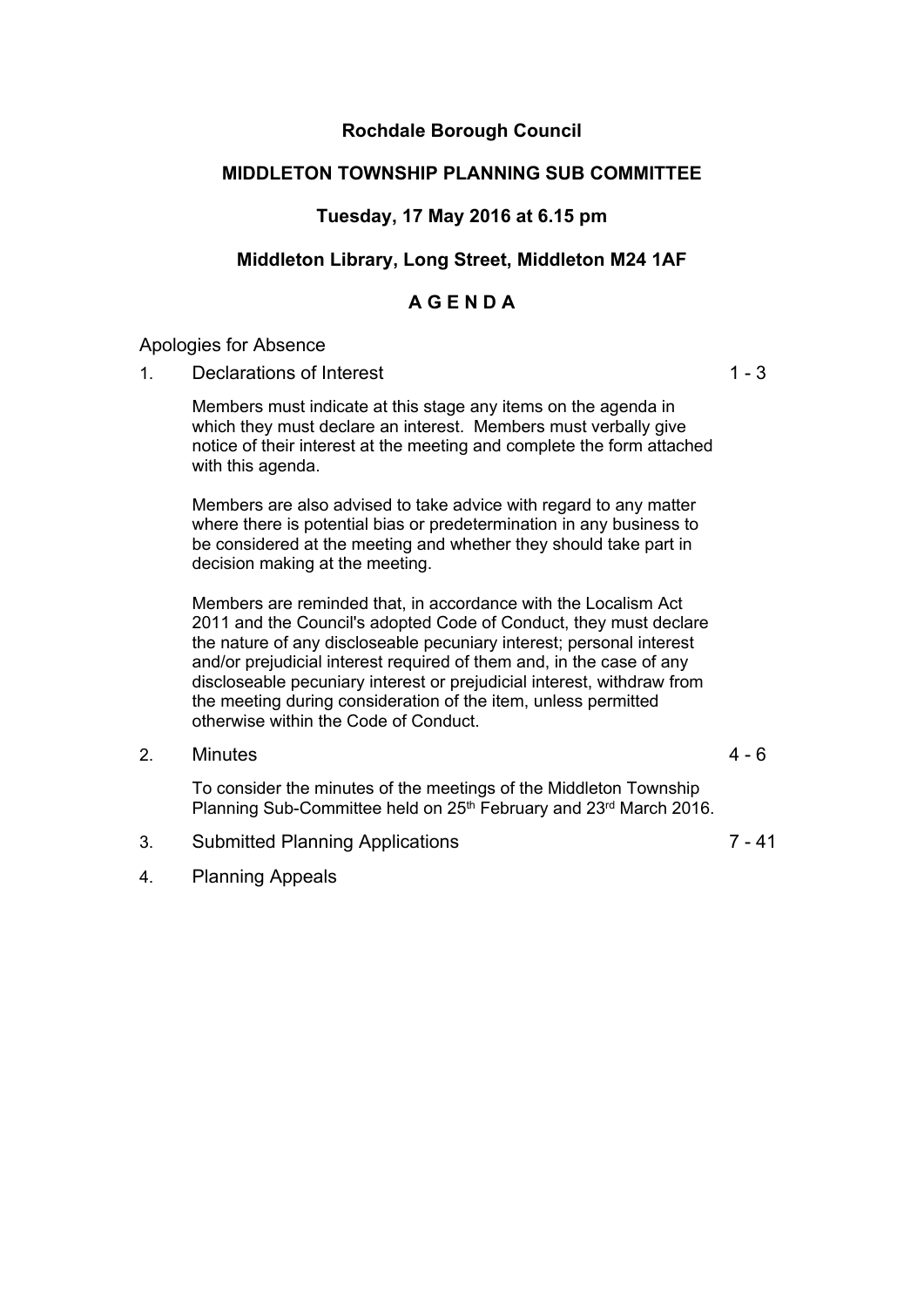**Rochdale Borough Council**

**MIDDLETON TOWNSHIP PLANNING SUB COMMITTEE**

**Tuesday, 17 May 2016 at 6.15 pm**

**Middleton Library, Long Street, Middleton M24 1AF**

**A G E N D A**

Apologies for Absence

| | | |
|---|---|---|
| 1. | Declarations of Interest<br><br>Members must indicate at this stage any items on the agenda in which they must declare an interest. Members must verbally give notice of their interest at the meeting and complete the form attached with this agenda.<br><br>Members are also advised to take advice with regard to any matter where there is potential bias or predetermination in any business to be considered at the meeting and whether they should take part in decision making at the meeting.<br><br>Members are reminded that, in accordance with the Localism Act 2011 and the Council's adopted Code of Conduct, they must declare the nature of any discloseable pecuniary interest; personal interest and/or prejudicial interest required of them and, in the case of any discloseable pecuniary interest or prejudicial interest, withdraw from the meeting during consideration of the item, unless permitted otherwise within the Code of Conduct. | 1 - 3 |
| 2. | Minutes<br><br>To consider the minutes of the meetings of the Middleton Township Planning Sub-Committee held on 25th February and 23rd March 2016. | 4 - 6 |
| 3. | Submitted Planning Applications | 7 - 41 |
| 4. | Planning Appeals | |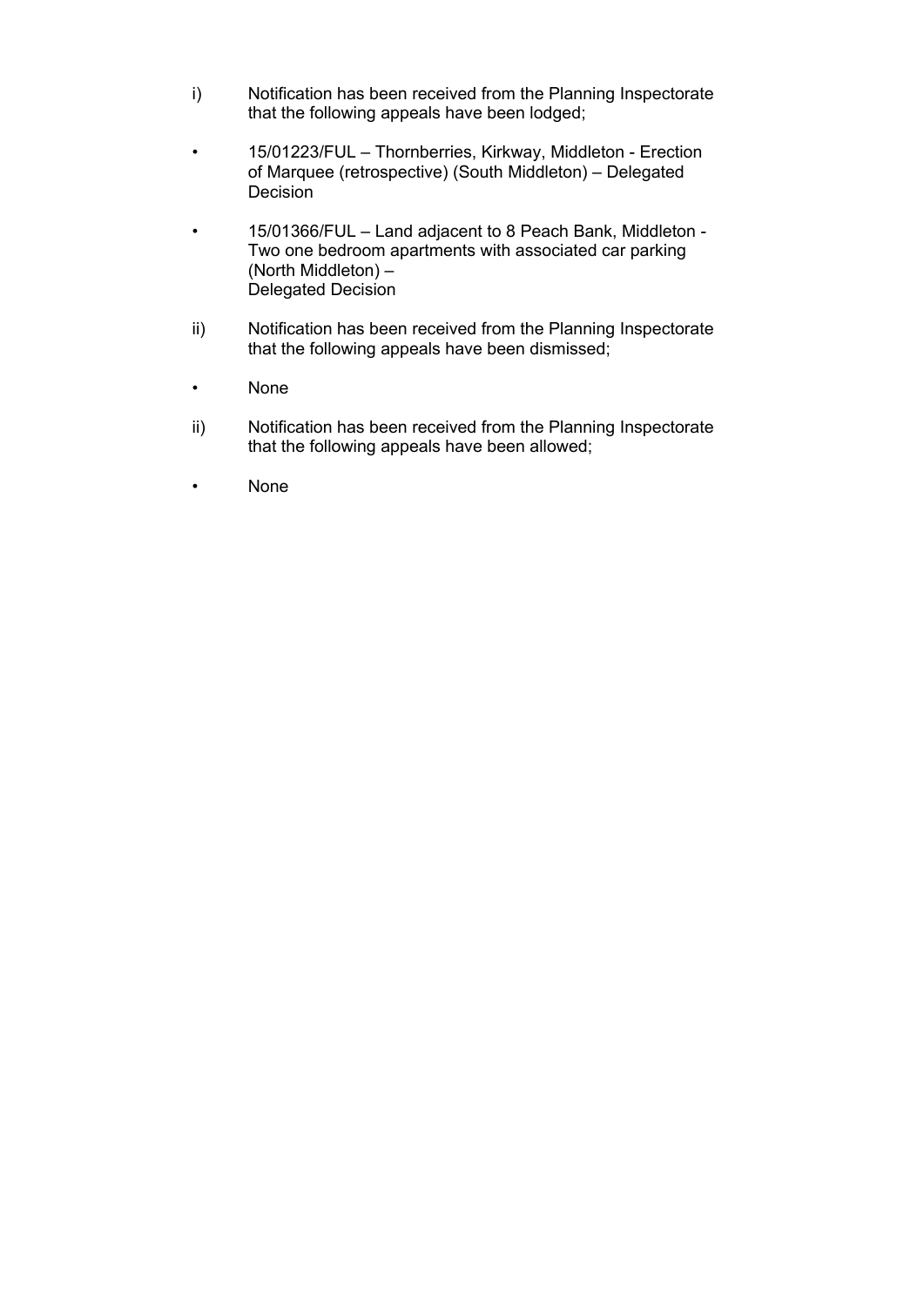i) Notification has been received from the Planning Inspectorate that the following appeals have been lodged;

- 15/01223/FUL – Thornberries, Kirkway, Middleton - Erection of Marquee (retrospective) (South Middleton) – Delegated Decision

- 15/01366/FUL – Land adjacent to 8 Peach Bank, Middleton - Two one bedroom apartments with associated car parking (North Middleton) – Delegated Decision

ii) Notification has been received from the Planning Inspectorate that the following appeals have been dismissed;

- None

ii) Notification has been received from the Planning Inspectorate that the following appeals have been allowed;

- None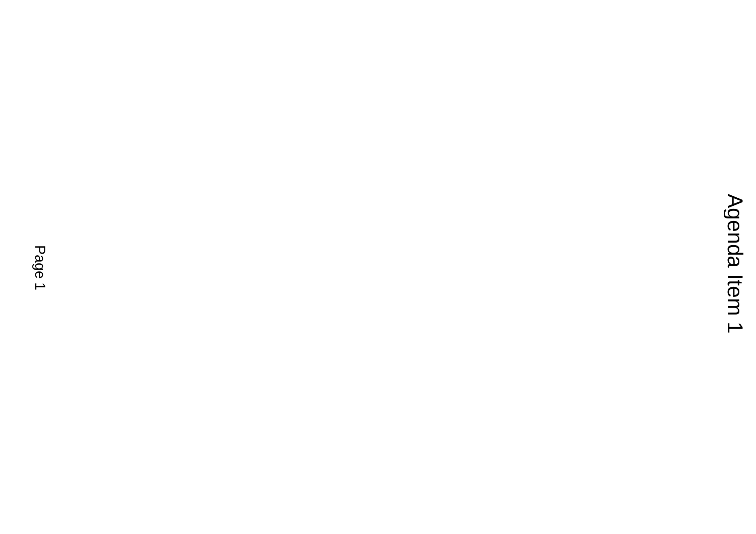Agenda Item 1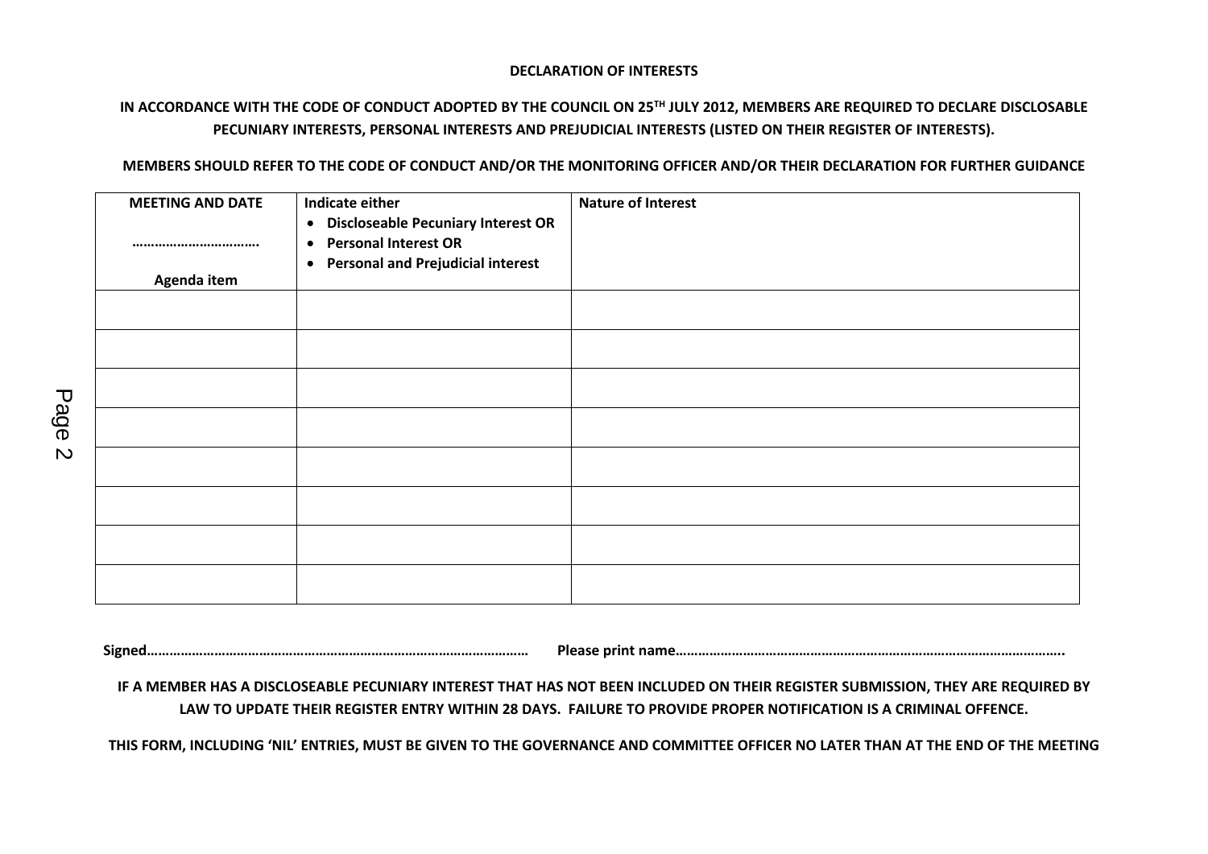**DECLARATION OF INTERESTS**

**IN ACCORDANCE WITH THE CODE OF CONDUCT ADOPTED BY THE COUNCIL ON 25TH JULY 2012, MEMBERS ARE REQUIRED TO DECLARE DISCLOSABLE PECUNIARY INTERESTS, PERSONAL INTERESTS AND PREJUDICIAL INTERESTS (LISTED ON THEIR REGISTER OF INTERESTS).**

**MEMBERS SHOULD REFER TO THE CODE OF CONDUCT AND/OR THE MONITORING OFFICER AND/OR THEIR DECLARATION FOR FURTHER GUIDANCE**

| **MEETING AND DATE** ……………………………. **Agenda item** | **Indicate either** • **Discloseable Pecuniary Interest OR** • **Personal Interest OR** • **Personal and Prejudicial interest** | **Nature of Interest** |
|---|---|---|
| | | |
| | | |
| | | |
| | | |
| | | |
| | | |
| | | |
| | | |

**Signed………………………………………………………………………………………… Please print name…………………………………………………………………………………………..**

**IF A MEMBER HAS A DISCLOSEABLE PECUNIARY INTEREST THAT HAS NOT BEEN INCLUDED ON THEIR REGISTER SUBMISSION, THEY ARE REQUIRED BY LAW TO UPDATE THEIR REGISTER ENTRY WITHIN 28 DAYS. FAILURE TO PROVIDE PROPER NOTIFICATION IS A CRIMINAL OFFENCE.**

**THIS FORM, INCLUDING 'NIL' ENTRIES, MUST BE GIVEN TO THE GOVERNANCE AND COMMITTEE OFFICER NO LATER THAN AT THE END OF THE MEETING**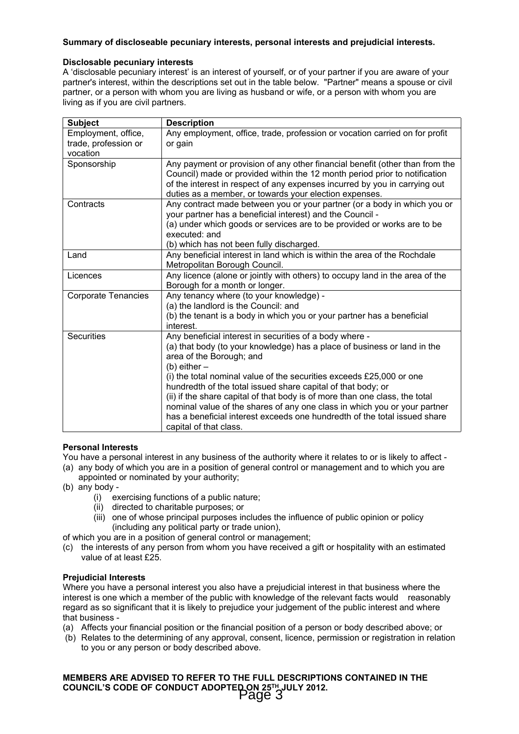**Summary of discloseable pecuniary interests, personal interests and prejudicial interests.**

**Disclosable pecuniary interests**

A 'disclosable pecuniary interest' is an interest of yourself, or of your partner if you are aware of your partner's interest, within the descriptions set out in the table below. "Partner" means a spouse or civil partner, or a person with whom you are living as husband or wife, or a person with whom you are living as if you are civil partners.

| **Subject** | **Description** |
|---|---|
| Employment, office, trade, profession or vocation | Any employment, office, trade, profession or vocation carried on for profit or gain |
| Sponsorship | Any payment or provision of any other financial benefit (other than from the Council) made or provided within the 12 month period prior to notification of the interest in respect of any expenses incurred by you in carrying out duties as a member, or towards your election expenses. |
| Contracts | Any contract made between you or your partner (or a body in which you or your partner has a beneficial interest) and the Council -<br>(a) under which goods or services are to be provided or works are to be executed: and<br>(b) which has not been fully discharged. |
| Land | Any beneficial interest in land which is within the area of the Rochdale Metropolitan Borough Council. |
| Licences | Any licence (alone or jointly with others) to occupy land in the area of the Borough for a month or longer. |
| Corporate Tenancies | Any tenancy where (to your knowledge) -<br>(a) the landlord is the Council: and<br>(b) the tenant is a body in which you or your partner has a beneficial interest. |
| Securities | Any beneficial interest in securities of a body where -<br>(a) that body (to your knowledge) has a place of business or land in the area of the Borough; and<br>(b) either –<br>(i) the total nominal value of the securities exceeds £25,000 or one hundredth of the total issued share capital of that body; or<br>(ii) if the share capital of that body is of more than one class, the total nominal value of the shares of any one class in which you or your partner has a beneficial interest exceeds one hundredth of the total issued share capital of that class. |

**Personal Interests**

You have a personal interest in any business of the authority where it relates to or is likely to affect -

(a) any body of which you are in a position of general control or management and to which you are appointed or nominated by your authority;

(b) any body -
   (i) exercising functions of a public nature;
   (ii) directed to charitable purposes; or
   (iii) one of whose principal purposes includes the influence of public opinion or policy (including any political party or trade union),

of which you are in a position of general control or management;

(c) the interests of any person from whom you have received a gift or hospitality with an estimated value of at least £25.

**Prejudicial Interests**

Where you have a personal interest you also have a prejudicial interest in that business where the interest is one which a member of the public with knowledge of the relevant facts would reasonably regard as so significant that it is likely to prejudice your judgement of the public interest and where that business -

(a) Affects your financial position or the financial position of a person or body described above; or

(b) Relates to the determining of any approval, consent, licence, permission or registration in relation to you or any person or body described above.

**MEMBERS ARE ADVISED TO REFER TO THE FULL DESCRIPTIONS CONTAINED IN THE COUNCIL'S CODE OF CONDUCT ADOPTED ON 25TH JULY 2012.**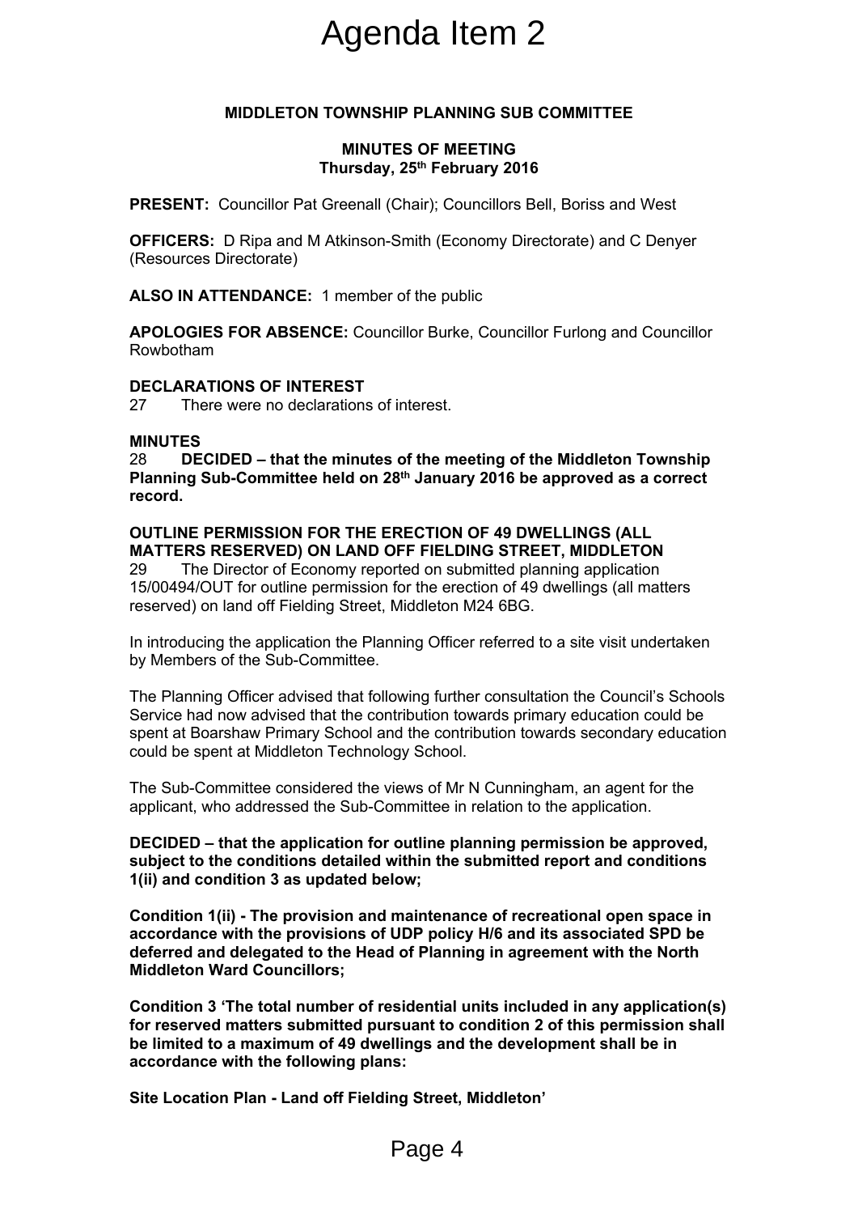# Agenda Item 2

**MIDDLETON TOWNSHIP PLANNING SUB COMMITTEE**

**MINUTES OF MEETING**
**Thursday, 25th February 2016**

**PRESENT:** Councillor Pat Greenall (Chair); Councillors Bell, Boriss and West

**OFFICERS:** D Ripa and M Atkinson-Smith (Economy Directorate) and C Denyer (Resources Directorate)

**ALSO IN ATTENDANCE:** 1 member of the public

**APOLOGIES FOR ABSENCE:** Councillor Burke, Councillor Furlong and Councillor Rowbotham

**DECLARATIONS OF INTEREST**

27 There were no declarations of interest.

**MINUTES**

28 **DECIDED – that the minutes of the meeting of the Middleton Township Planning Sub-Committee held on 28th January 2016 be approved as a correct record.**

**OUTLINE PERMISSION FOR THE ERECTION OF 49 DWELLINGS (ALL MATTERS RESERVED) ON LAND OFF FIELDING STREET, MIDDLETON**

29 The Director of Economy reported on submitted planning application 15/00494/OUT for outline permission for the erection of 49 dwellings (all matters reserved) on land off Fielding Street, Middleton M24 6BG.

In introducing the application the Planning Officer referred to a site visit undertaken by Members of the Sub-Committee.

The Planning Officer advised that following further consultation the Council's Schools Service had now advised that the contribution towards primary education could be spent at Boarshaw Primary School and the contribution towards secondary education could be spent at Middleton Technology School.

The Sub-Committee considered the views of Mr N Cunningham, an agent for the applicant, who addressed the Sub-Committee in relation to the application.

**DECIDED – that the application for outline planning permission be approved, subject to the conditions detailed within the submitted report and conditions 1(ii) and condition 3 as updated below;**

**Condition 1(ii) - The provision and maintenance of recreational open space in accordance with the provisions of UDP policy H/6 and its associated SPD be deferred and delegated to the Head of Planning in agreement with the North Middleton Ward Councillors;**

**Condition 3 'The total number of residential units included in any application(s) for reserved matters submitted pursuant to condition 2 of this permission shall be limited to a maximum of 49 dwellings and the development shall be in accordance with the following plans:**

**Site Location Plan - Land off Fielding Street, Middleton'**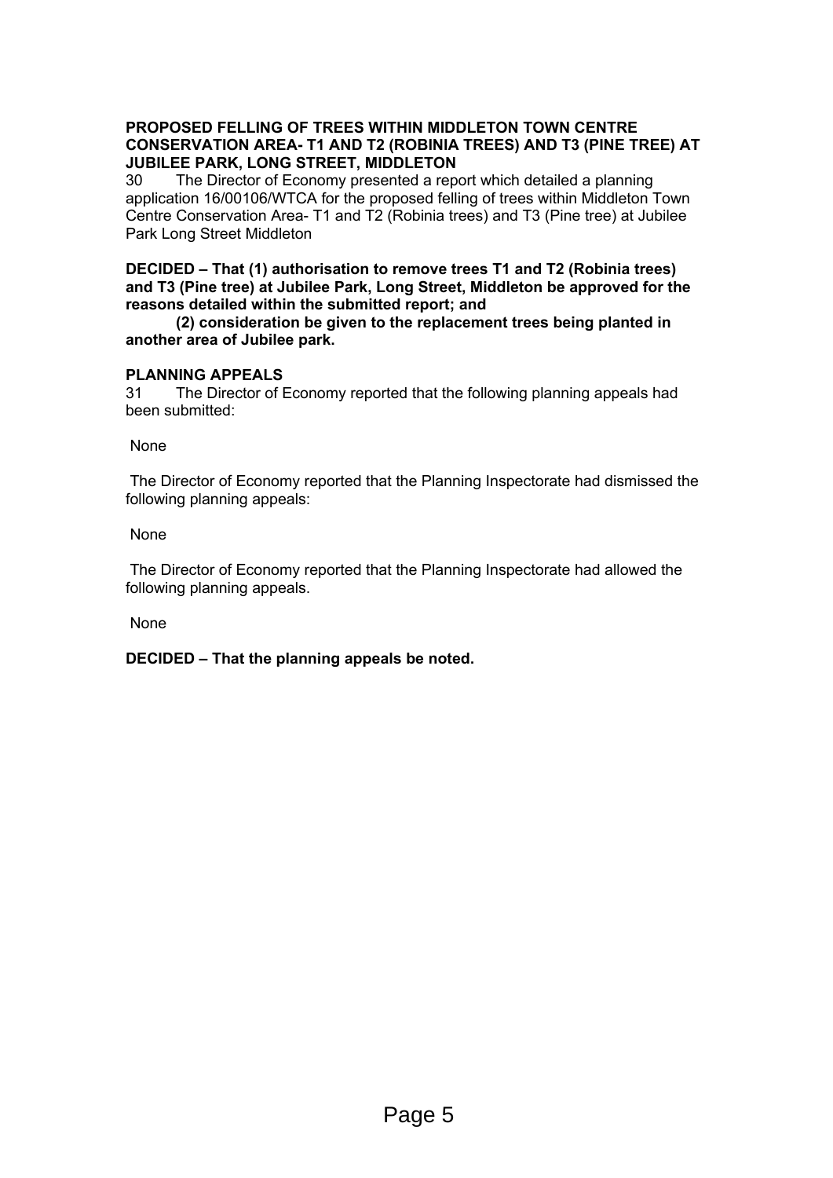**PROPOSED FELLING OF TREES WITHIN MIDDLETON TOWN CENTRE CONSERVATION AREA- T1 AND T2 (ROBINIA TREES) AND T3 (PINE TREE) AT JUBILEE PARK, LONG STREET, MIDDLETON**

30 The Director of Economy presented a report which detailed a planning application 16/00106/WTCA for the proposed felling of trees within Middleton Town Centre Conservation Area- T1 and T2 (Robinia trees) and T3 (Pine tree) at Jubilee Park Long Street Middleton

**DECIDED – That (1) authorisation to remove trees T1 and T2 (Robinia trees) and T3 (Pine tree) at Jubilee Park, Long Street, Middleton be approved for the reasons detailed within the submitted report; and**

**(2) consideration be given to the replacement trees being planted in another area of Jubilee park.**

**PLANNING APPEALS**

31 The Director of Economy reported that the following planning appeals had been submitted:

None

The Director of Economy reported that the Planning Inspectorate had dismissed the following planning appeals:

None

The Director of Economy reported that the Planning Inspectorate had allowed the following planning appeals.

None

**DECIDED – That the planning appeals be noted.**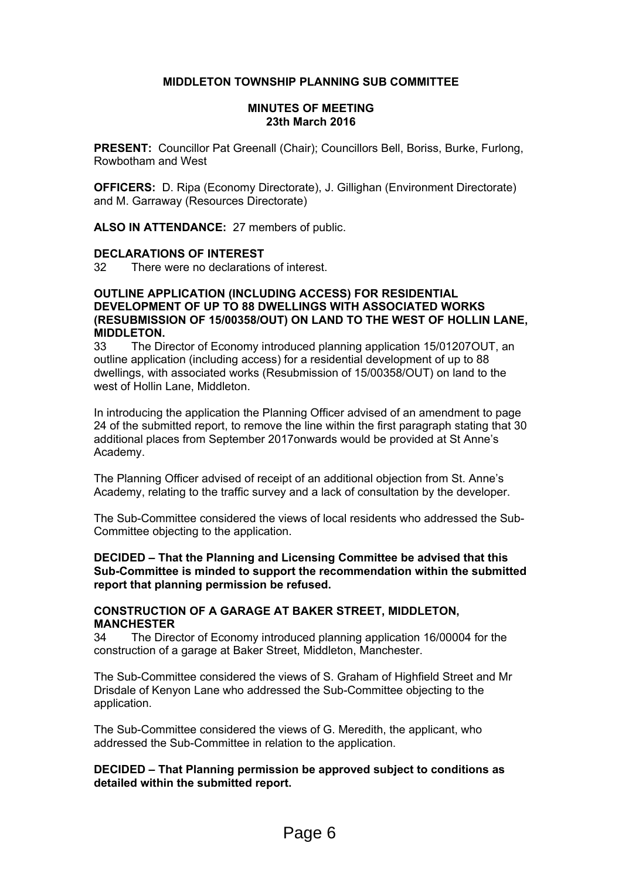**MIDDLETON TOWNSHIP PLANNING SUB COMMITTEE**

**MINUTES OF MEETING**
**23th March 2016**

**PRESENT:** Councillor Pat Greenall (Chair); Councillors Bell, Boriss, Burke, Furlong, Rowbotham and West

**OFFICERS:** D. Ripa (Economy Directorate), J. Gillighan (Environment Directorate) and M. Garraway (Resources Directorate)

**ALSO IN ATTENDANCE:** 27 members of public.

**DECLARATIONS OF INTEREST**

32 There were no declarations of interest.

**OUTLINE APPLICATION (INCLUDING ACCESS) FOR RESIDENTIAL DEVELOPMENT OF UP TO 88 DWELLINGS WITH ASSOCIATED WORKS (RESUBMISSION OF 15/00358/OUT) ON LAND TO THE WEST OF HOLLIN LANE, MIDDLETON.**

33 The Director of Economy introduced planning application 15/01207OUT, an outline application (including access) for a residential development of up to 88 dwellings, with associated works (Resubmission of 15/00358/OUT) on land to the west of Hollin Lane, Middleton.

In introducing the application the Planning Officer advised of an amendment to page 24 of the submitted report, to remove the line within the first paragraph stating that 30 additional places from September 2017onwards would be provided at St Anne's Academy.

The Planning Officer advised of receipt of an additional objection from St. Anne's Academy, relating to the traffic survey and a lack of consultation by the developer.

The Sub-Committee considered the views of local residents who addressed the Sub-Committee objecting to the application.

**DECIDED – That the Planning and Licensing Committee be advised that this Sub-Committee is minded to support the recommendation within the submitted report that planning permission be refused.**

**CONSTRUCTION OF A GARAGE AT BAKER STREET, MIDDLETON, MANCHESTER**

34 The Director of Economy introduced planning application 16/00004 for the construction of a garage at Baker Street, Middleton, Manchester.

The Sub-Committee considered the views of S. Graham of Highfield Street and Mr Drisdale of Kenyon Lane who addressed the Sub-Committee objecting to the application.

The Sub-Committee considered the views of G. Meredith, the applicant, who addressed the Sub-Committee in relation to the application.

**DECIDED – That Planning permission be approved subject to conditions as detailed within the submitted report.**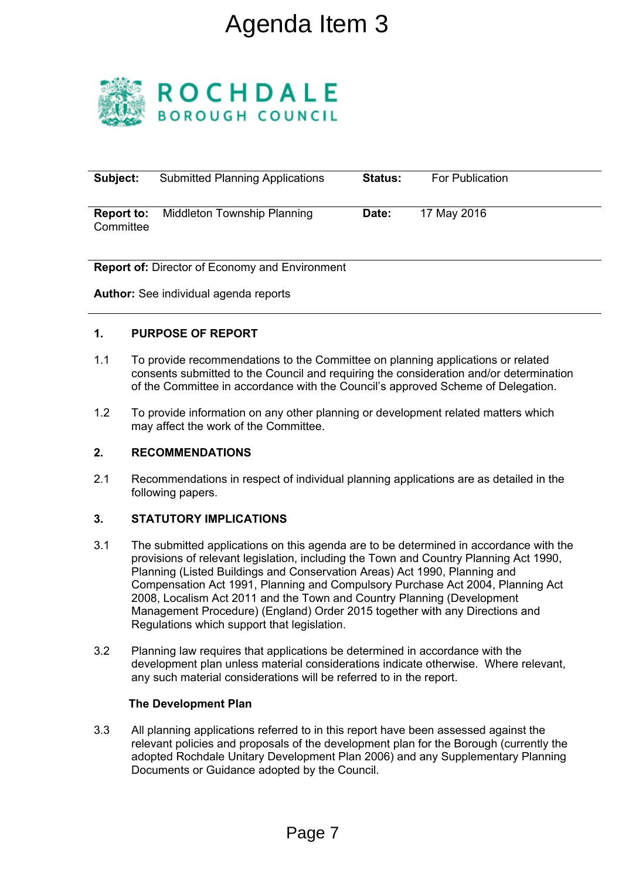# Agenda Item 3

ROCHDALE BOROUGH COUNCIL

| **Subject:** Submitted Planning Applications | **Status:** For Publication |
|---|---|
| **Report to:** Middleton Township Planning Committee | **Date:** 17 May 2016 |

**Report of:** Director of Economy and Environment

**Author:** See individual agenda reports

## 1. PURPOSE OF REPORT

1.1 To provide recommendations to the Committee on planning applications or related consents submitted to the Council and requiring the consideration and/or determination of the Committee in accordance with the Council's approved Scheme of Delegation.

1.2 To provide information on any other planning or development related matters which may affect the work of the Committee.

## 2. RECOMMENDATIONS

2.1 Recommendations in respect of individual planning applications are as detailed in the following papers.

## 3. STATUTORY IMPLICATIONS

3.1 The submitted applications on this agenda are to be determined in accordance with the provisions of relevant legislation, including the Town and Country Planning Act 1990, Planning (Listed Buildings and Conservation Areas) Act 1990, Planning and Compensation Act 1991, Planning and Compulsory Purchase Act 2004, Planning Act 2008, Localism Act 2011 and the Town and Country Planning (Development Management Procedure) (England) Order 2015 together with any Directions and Regulations which support that legislation.

3.2 Planning law requires that applications be determined in accordance with the development plan unless material considerations indicate otherwise. Where relevant, any such material considerations will be referred to in the report.

### The Development Plan

3.3 All planning applications referred to in this report have been assessed against the relevant policies and proposals of the development plan for the Borough (currently the adopted Rochdale Unitary Development Plan 2006) and any Supplementary Planning Documents or Guidance adopted by the Council.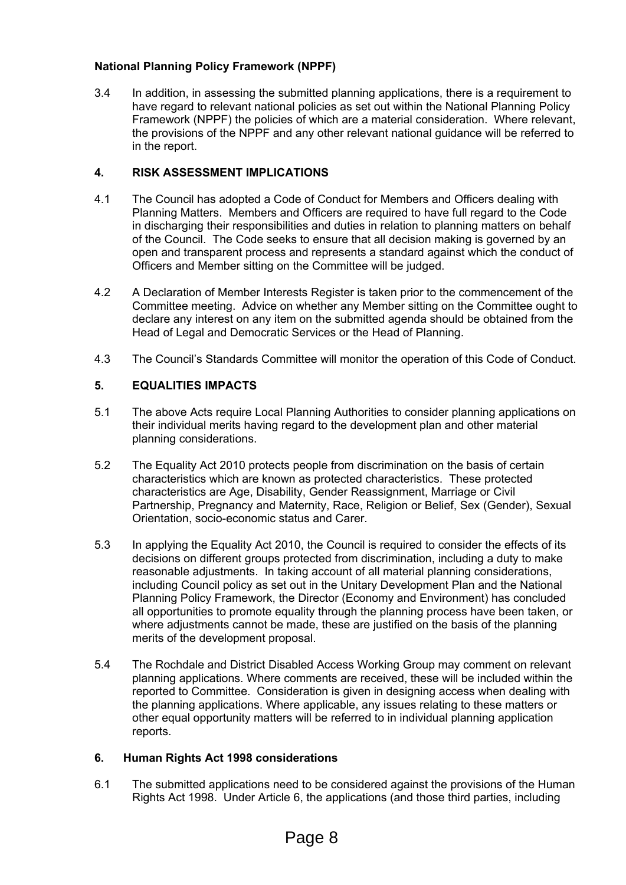**National Planning Policy Framework (NPPF)**

3.4 In addition, in assessing the submitted planning applications, there is a requirement to have regard to relevant national policies as set out within the National Planning Policy Framework (NPPF) the policies of which are a material consideration. Where relevant, the provisions of the NPPF and any other relevant national guidance will be referred to in the report.

## 4. RISK ASSESSMENT IMPLICATIONS

4.1 The Council has adopted a Code of Conduct for Members and Officers dealing with Planning Matters. Members and Officers are required to have full regard to the Code in discharging their responsibilities and duties in relation to planning matters on behalf of the Council. The Code seeks to ensure that all decision making is governed by an open and transparent process and represents a standard against which the conduct of Officers and Member sitting on the Committee will be judged.

4.2 A Declaration of Member Interests Register is taken prior to the commencement of the Committee meeting. Advice on whether any Member sitting on the Committee ought to declare any interest on any item on the submitted agenda should be obtained from the Head of Legal and Democratic Services or the Head of Planning.

4.3 The Council's Standards Committee will monitor the operation of this Code of Conduct.

## 5. EQUALITIES IMPACTS

5.1 The above Acts require Local Planning Authorities to consider planning applications on their individual merits having regard to the development plan and other material planning considerations.

5.2 The Equality Act 2010 protects people from discrimination on the basis of certain characteristics which are known as protected characteristics. These protected characteristics are Age, Disability, Gender Reassignment, Marriage or Civil Partnership, Pregnancy and Maternity, Race, Religion or Belief, Sex (Gender), Sexual Orientation, socio-economic status and Carer.

5.3 In applying the Equality Act 2010, the Council is required to consider the effects of its decisions on different groups protected from discrimination, including a duty to make reasonable adjustments. In taking account of all material planning considerations, including Council policy as set out in the Unitary Development Plan and the National Planning Policy Framework, the Director (Economy and Environment) has concluded all opportunities to promote equality through the planning process have been taken, or where adjustments cannot be made, these are justified on the basis of the planning merits of the development proposal.

5.4 The Rochdale and District Disabled Access Working Group may comment on relevant planning applications. Where comments are received, these will be included within the reported to Committee. Consideration is given in designing access when dealing with the planning applications. Where applicable, any issues relating to these matters or other equal opportunity matters will be referred to in individual planning application reports.

## 6. Human Rights Act 1998 considerations

6.1 The submitted applications need to be considered against the provisions of the Human Rights Act 1998. Under Article 6, the applications (and those third parties, including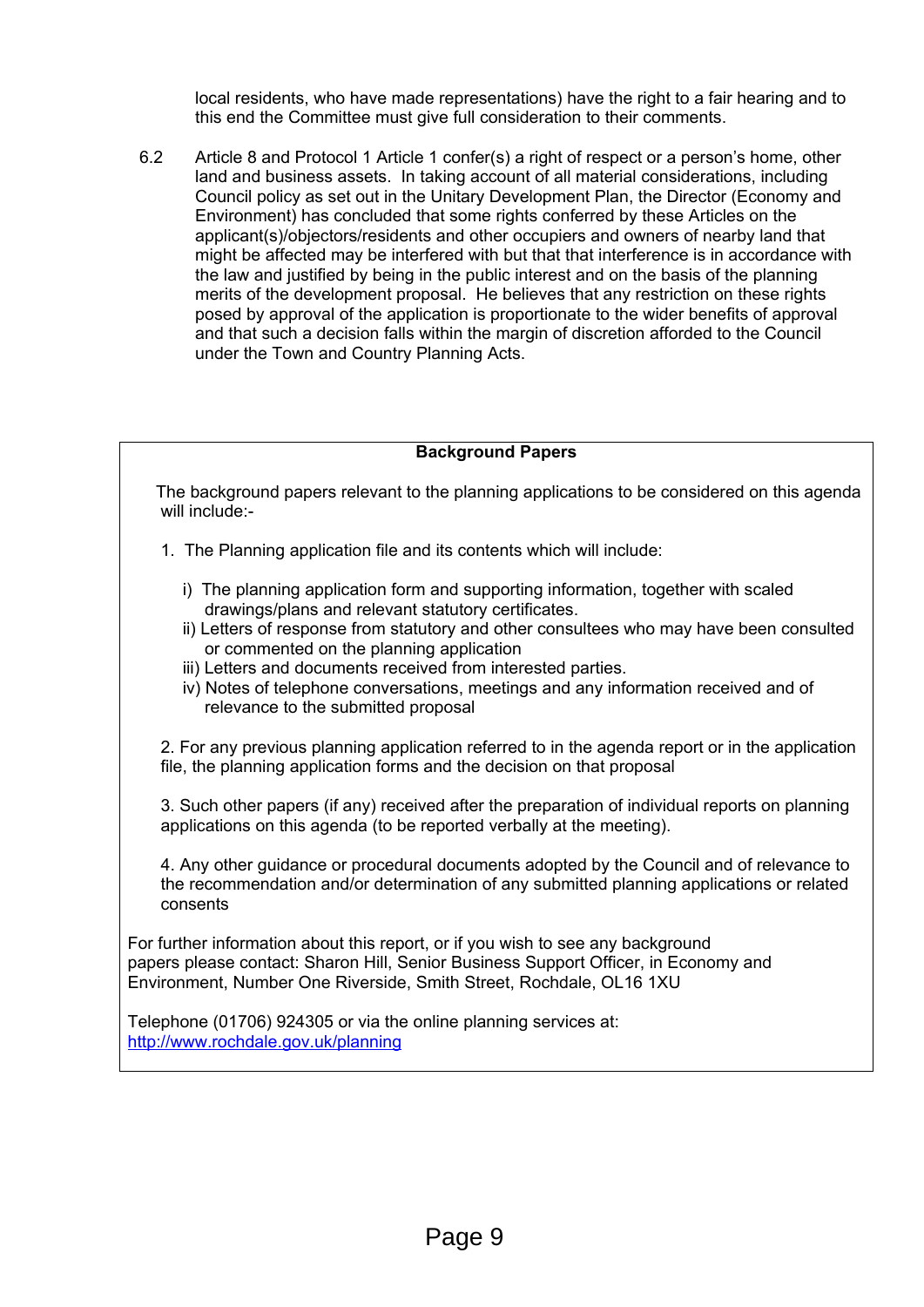local residents, who have made representations) have the right to a fair hearing and to this end the Committee must give full consideration to their comments.

6.2 Article 8 and Protocol 1 Article 1 confer(s) a right of respect or a person's home, other land and business assets. In taking account of all material considerations, including Council policy as set out in the Unitary Development Plan, the Director (Economy and Environment) has concluded that some rights conferred by these Articles on the applicant(s)/objectors/residents and other occupiers and owners of nearby land that might be affected may be interfered with but that that interference is in accordance with the law and justified by being in the public interest and on the basis of the planning merits of the development proposal. He believes that any restriction on these rights posed by approval of the application is proportionate to the wider benefits of approval and that such a decision falls within the margin of discretion afforded to the Council under the Town and Country Planning Acts.

**Background Papers**

The background papers relevant to the planning applications to be considered on this agenda will include:-

1. The Planning application file and its contents which will include:

   i) The planning application form and supporting information, together with scaled drawings/plans and relevant statutory certificates.
   ii) Letters of response from statutory and other consultees who may have been consulted or commented on the planning application
   iii) Letters and documents received from interested parties.
   iv) Notes of telephone conversations, meetings and any information received and of relevance to the submitted proposal

2. For any previous planning application referred to in the agenda report or in the application file, the planning application forms and the decision on that proposal

3. Such other papers (if any) received after the preparation of individual reports on planning applications on this agenda (to be reported verbally at the meeting).

4. Any other guidance or procedural documents adopted by the Council and of relevance to the recommendation and/or determination of any submitted planning applications or related consents

For further information about this report, or if you wish to see any background papers please contact: Sharon Hill, Senior Business Support Officer, in Economy and Environment, Number One Riverside, Smith Street, Rochdale, OL16 1XU

Telephone (01706) 924305 or via the online planning services at: http://www.rochdale.gov.uk/planning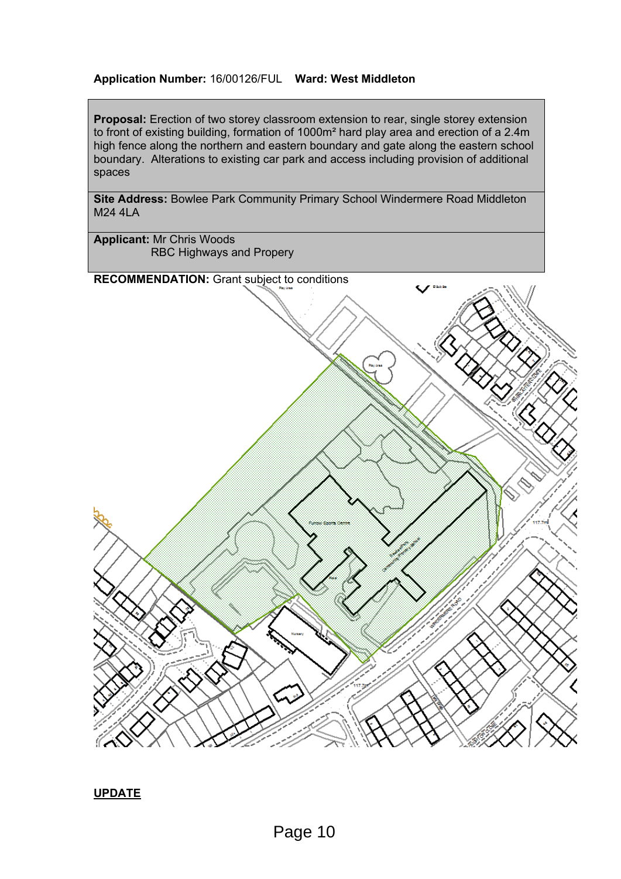**Application Number:** 16/00126/FUL **Ward: West Middleton**

| |
|---|
| **Proposal:** Erection of two storey classroom extension to rear, single storey extension to front of existing building, formation of 1000m² hard play area and erection of a 2.4m high fence along the northern and eastern boundary and gate along the eastern school boundary. Alterations to existing car park and access including provision of additional spaces |
| **Site Address:** Bowlee Park Community Primary School Windermere Road Middleton M24 4LA |
| **Applicant:** Mr Chris Woods<br>RBC Highways and Propery |

**RECOMMENDATION:** Grant subject to conditions

**UPDATE**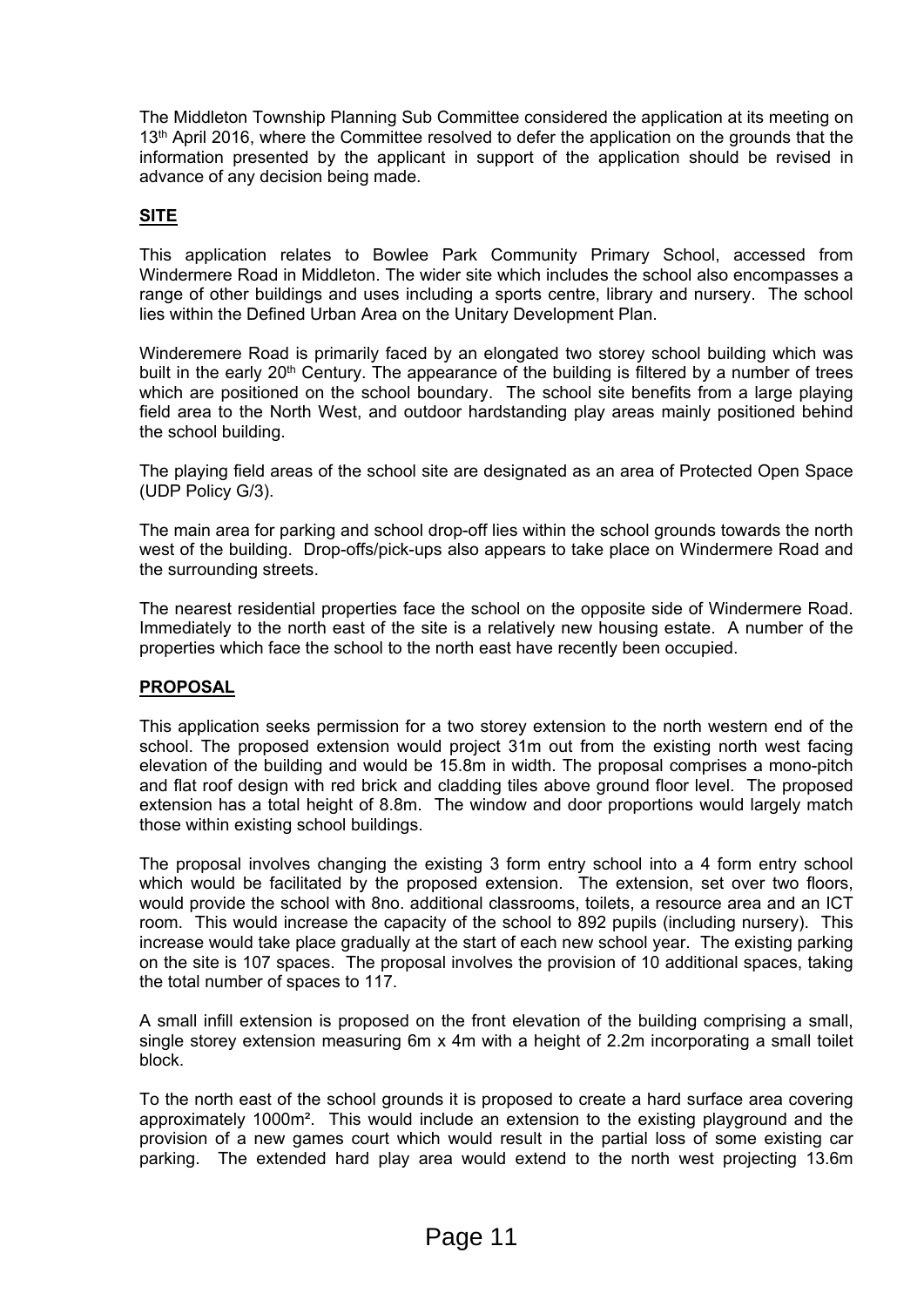The Middleton Township Planning Sub Committee considered the application at its meeting on 13th April 2016, where the Committee resolved to defer the application on the grounds that the information presented by the applicant in support of the application should be revised in advance of any decision being made.

**SITE**

This application relates to Bowlee Park Community Primary School, accessed from Windermere Road in Middleton. The wider site which includes the school also encompasses a range of other buildings and uses including a sports centre, library and nursery. The school lies within the Defined Urban Area on the Unitary Development Plan.

Winderemere Road is primarily faced by an elongated two storey school building which was built in the early 20th Century. The appearance of the building is filtered by a number of trees which are positioned on the school boundary. The school site benefits from a large playing field area to the North West, and outdoor hardstanding play areas mainly positioned behind the school building.

The playing field areas of the school site are designated as an area of Protected Open Space (UDP Policy G/3).

The main area for parking and school drop-off lies within the school grounds towards the north west of the building. Drop-offs/pick-ups also appears to take place on Windermere Road and the surrounding streets.

The nearest residential properties face the school on the opposite side of Windermere Road. Immediately to the north east of the site is a relatively new housing estate. A number of the properties which face the school to the north east have recently been occupied.

**PROPOSAL**

This application seeks permission for a two storey extension to the north western end of the school. The proposed extension would project 31m out from the existing north west facing elevation of the building and would be 15.8m in width. The proposal comprises a mono-pitch and flat roof design with red brick and cladding tiles above ground floor level. The proposed extension has a total height of 8.8m. The window and door proportions would largely match those within existing school buildings.

The proposal involves changing the existing 3 form entry school into a 4 form entry school which would be facilitated by the proposed extension. The extension, set over two floors, would provide the school with 8no. additional classrooms, toilets, a resource area and an ICT room. This would increase the capacity of the school to 892 pupils (including nursery). This increase would take place gradually at the start of each new school year. The existing parking on the site is 107 spaces. The proposal involves the provision of 10 additional spaces, taking the total number of spaces to 117.

A small infill extension is proposed on the front elevation of the building comprising a small, single storey extension measuring 6m x 4m with a height of 2.2m incorporating a small toilet block.

To the north east of the school grounds it is proposed to create a hard surface area covering approximately 1000m². This would include an extension to the existing playground and the provision of a new games court which would result in the partial loss of some existing car parking. The extended hard play area would extend to the north west projecting 13.6m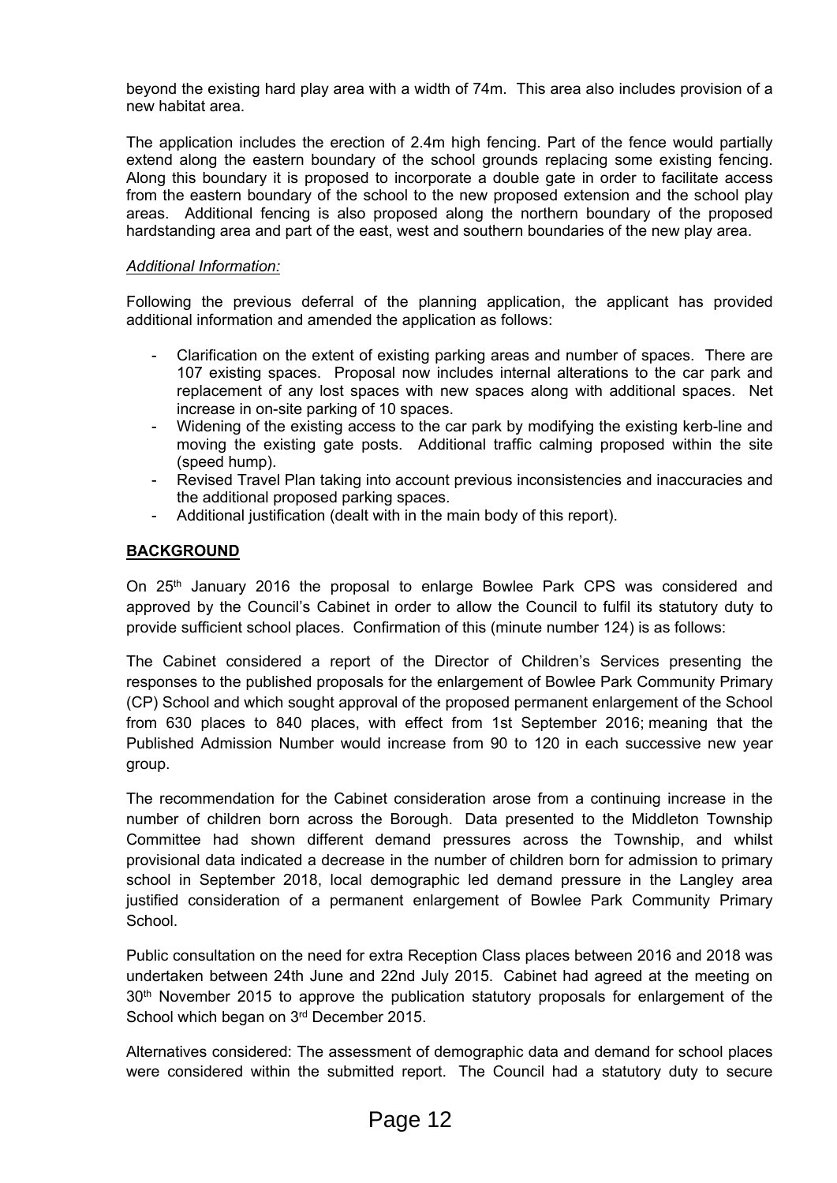beyond the existing hard play area with a width of 74m. This area also includes provision of a new habitat area.

The application includes the erection of 2.4m high fencing. Part of the fence would partially extend along the eastern boundary of the school grounds replacing some existing fencing. Along this boundary it is proposed to incorporate a double gate in order to facilitate access from the eastern boundary of the school to the new proposed extension and the school play areas. Additional fencing is also proposed along the northern boundary of the proposed hardstanding area and part of the east, west and southern boundaries of the new play area.

*Additional Information:*

Following the previous deferral of the planning application, the applicant has provided additional information and amended the application as follows:

- Clarification on the extent of existing parking areas and number of spaces. There are 107 existing spaces. Proposal now includes internal alterations to the car park and replacement of any lost spaces with new spaces along with additional spaces. Net increase in on-site parking of 10 spaces.
- Widening of the existing access to the car park by modifying the existing kerb-line and moving the existing gate posts. Additional traffic calming proposed within the site (speed hump).
- Revised Travel Plan taking into account previous inconsistencies and inaccuracies and the additional proposed parking spaces.
- Additional justification (dealt with in the main body of this report).

## BACKGROUND

On 25th January 2016 the proposal to enlarge Bowlee Park CPS was considered and approved by the Council's Cabinet in order to allow the Council to fulfil its statutory duty to provide sufficient school places. Confirmation of this (minute number 124) is as follows:

The Cabinet considered a report of the Director of Children's Services presenting the responses to the published proposals for the enlargement of Bowlee Park Community Primary (CP) School and which sought approval of the proposed permanent enlargement of the School from 630 places to 840 places, with effect from 1st September 2016; meaning that the Published Admission Number would increase from 90 to 120 in each successive new year group.

The recommendation for the Cabinet consideration arose from a continuing increase in the number of children born across the Borough. Data presented to the Middleton Township Committee had shown different demand pressures across the Township, and whilst provisional data indicated a decrease in the number of children born for admission to primary school in September 2018, local demographic led demand pressure in the Langley area justified consideration of a permanent enlargement of Bowlee Park Community Primary School.

Public consultation on the need for extra Reception Class places between 2016 and 2018 was undertaken between 24th June and 22nd July 2015. Cabinet had agreed at the meeting on 30th November 2015 to approve the publication statutory proposals for enlargement of the School which began on 3rd December 2015.

Alternatives considered: The assessment of demographic data and demand for school places were considered within the submitted report. The Council had a statutory duty to secure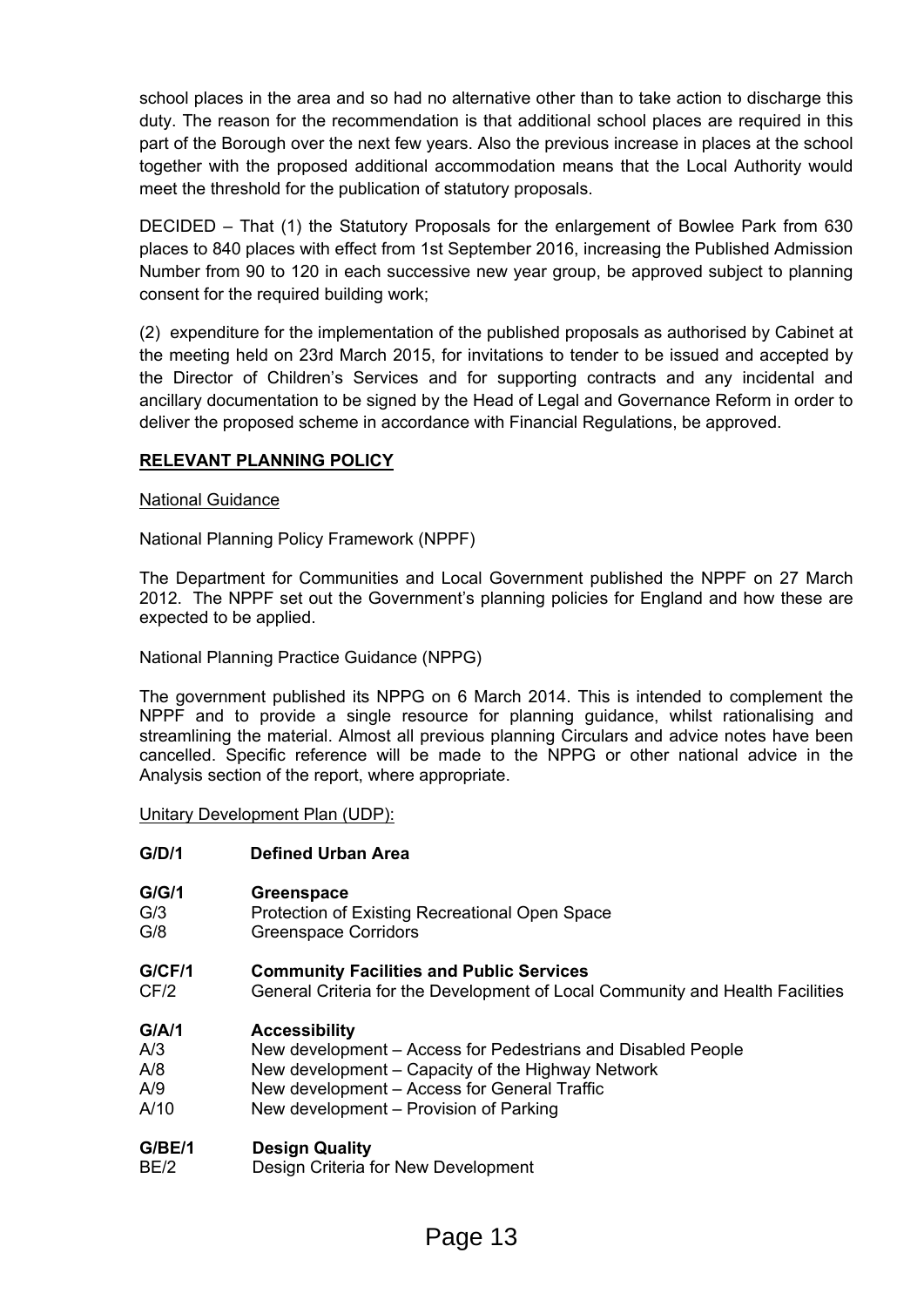school places in the area and so had no alternative other than to take action to discharge this duty. The reason for the recommendation is that additional school places are required in this part of the Borough over the next few years. Also the previous increase in places at the school together with the proposed additional accommodation means that the Local Authority would meet the threshold for the publication of statutory proposals.

DECIDED – That (1) the Statutory Proposals for the enlargement of Bowlee Park from 630 places to 840 places with effect from 1st September 2016, increasing the Published Admission Number from 90 to 120 in each successive new year group, be approved subject to planning consent for the required building work;

(2) expenditure for the implementation of the published proposals as authorised by Cabinet at the meeting held on 23rd March 2015, for invitations to tender to be issued and accepted by the Director of Children's Services and for supporting contracts and any incidental and ancillary documentation to be signed by the Head of Legal and Governance Reform in order to deliver the proposed scheme in accordance with Financial Regulations, be approved.

## RELEVANT PLANNING POLICY

National Guidance

National Planning Policy Framework (NPPF)

The Department for Communities and Local Government published the NPPF on 27 March 2012. The NPPF set out the Government's planning policies for England and how these are expected to be applied.

National Planning Practice Guidance (NPPG)

The government published its NPPG on 6 March 2014. This is intended to complement the NPPF and to provide a single resource for planning guidance, whilst rationalising and streamlining the material. Almost all previous planning Circulars and advice notes have been cancelled. Specific reference will be made to the NPPG or other national advice in the Analysis section of the report, where appropriate.

Unitary Development Plan (UDP):

**G/D/1** **Defined Urban Area**

**G/G/1** **Greenspace**
G/3 Protection of Existing Recreational Open Space
G/8 Greenspace Corridors

**G/CF/1** **Community Facilities and Public Services**
CF/2 General Criteria for the Development of Local Community and Health Facilities

**G/A/1** **Accessibility**
A/3 New development – Access for Pedestrians and Disabled People
A/8 New development – Capacity of the Highway Network
A/9 New development – Access for General Traffic
A/10 New development – Provision of Parking

**G/BE/1** **Design Quality**
BE/2 Design Criteria for New Development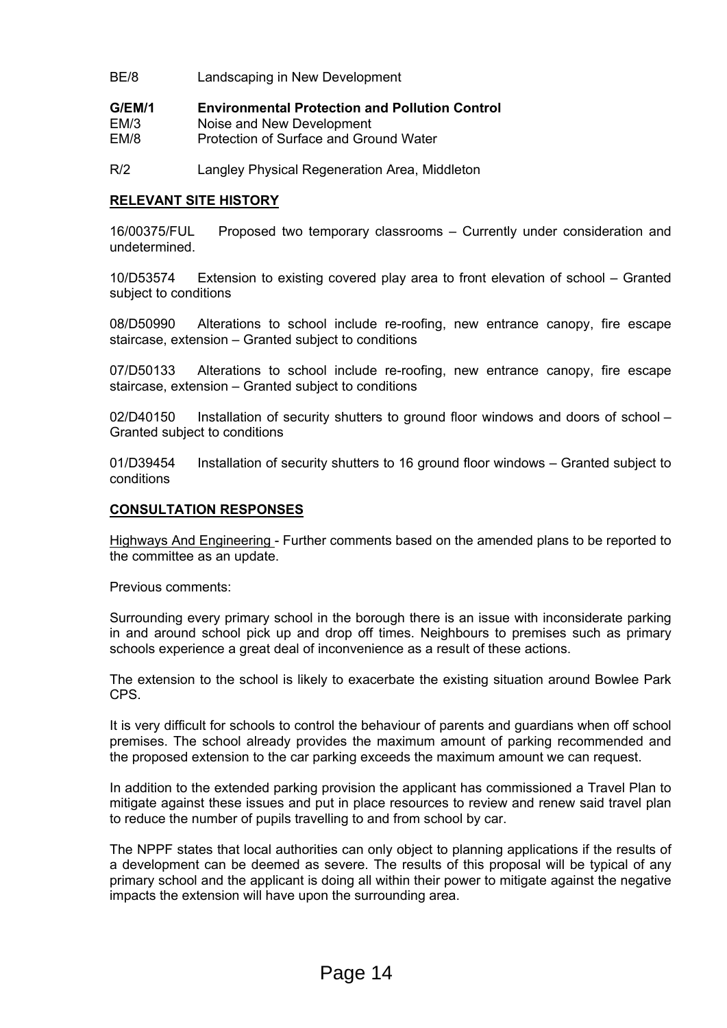BE/8 Landscaping in New Development

**G/EM/1 Environmental Protection and Pollution Control**
EM/3 Noise and New Development
EM/8 Protection of Surface and Ground Water

R/2 Langley Physical Regeneration Area, Middleton

## RELEVANT SITE HISTORY

16/00375/FUL Proposed two temporary classrooms – Currently under consideration and undetermined.

10/D53574 Extension to existing covered play area to front elevation of school – Granted subject to conditions

08/D50990 Alterations to school include re-roofing, new entrance canopy, fire escape staircase, extension – Granted subject to conditions

07/D50133 Alterations to school include re-roofing, new entrance canopy, fire escape staircase, extension – Granted subject to conditions

02/D40150 Installation of security shutters to ground floor windows and doors of school – Granted subject to conditions

01/D39454 Installation of security shutters to 16 ground floor windows – Granted subject to conditions

## CONSULTATION RESPONSES

Highways And Engineering - Further comments based on the amended plans to be reported to the committee as an update.

Previous comments:

Surrounding every primary school in the borough there is an issue with inconsiderate parking in and around school pick up and drop off times. Neighbours to premises such as primary schools experience a great deal of inconvenience as a result of these actions.

The extension to the school is likely to exacerbate the existing situation around Bowlee Park CPS.

It is very difficult for schools to control the behaviour of parents and guardians when off school premises. The school already provides the maximum amount of parking recommended and the proposed extension to the car parking exceeds the maximum amount we can request.

In addition to the extended parking provision the applicant has commissioned a Travel Plan to mitigate against these issues and put in place resources to review and renew said travel plan to reduce the number of pupils travelling to and from school by car.

The NPPF states that local authorities can only object to planning applications if the results of a development can be deemed as severe. The results of this proposal will be typical of any primary school and the applicant is doing all within their power to mitigate against the negative impacts the extension will have upon the surrounding area.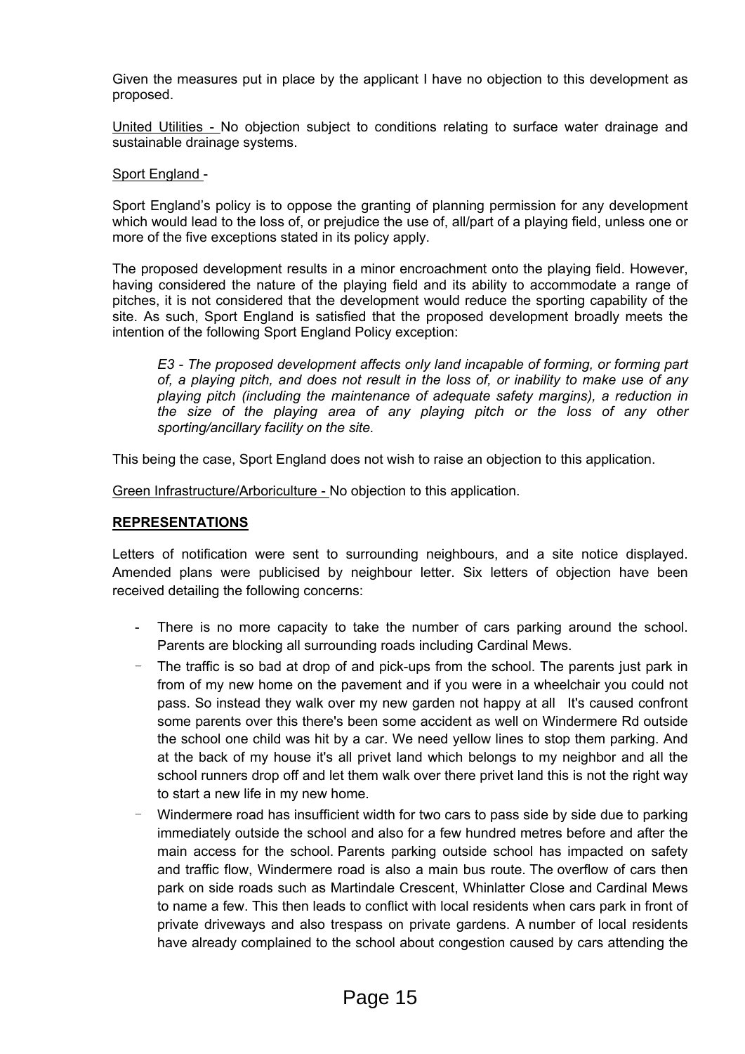Given the measures put in place by the applicant I have no objection to this development as proposed.

United Utilities - No objection subject to conditions relating to surface water drainage and sustainable drainage systems.

Sport England -

Sport England's policy is to oppose the granting of planning permission for any development which would lead to the loss of, or prejudice the use of, all/part of a playing field, unless one or more of the five exceptions stated in its policy apply.

The proposed development results in a minor encroachment onto the playing field. However, having considered the nature of the playing field and its ability to accommodate a range of pitches, it is not considered that the development would reduce the sporting capability of the site. As such, Sport England is satisfied that the proposed development broadly meets the intention of the following Sport England Policy exception:

> *E3 - The proposed development affects only land incapable of forming, or forming part of, a playing pitch, and does not result in the loss of, or inability to make use of any playing pitch (including the maintenance of adequate safety margins), a reduction in the size of the playing area of any playing pitch or the loss of any other sporting/ancillary facility on the site.*

This being the case, Sport England does not wish to raise an objection to this application.

Green Infrastructure/Arboriculture - No objection to this application.

**REPRESENTATIONS**

Letters of notification were sent to surrounding neighbours, and a site notice displayed. Amended plans were publicised by neighbour letter. Six letters of objection have been received detailing the following concerns:

- There is no more capacity to take the number of cars parking around the school. Parents are blocking all surrounding roads including Cardinal Mews.
- The traffic is so bad at drop of and pick-ups from the school. The parents just park in from of my new home on the pavement and if you were in a wheelchair you could not pass. So instead they walk over my new garden not happy at all It's caused confront some parents over this there's been some accident as well on Windermere Rd outside the school one child was hit by a car. We need yellow lines to stop them parking. And at the back of my house it's all privet land which belongs to my neighbor and all the school runners drop off and let them walk over there privet land this is not the right way to start a new life in my new home.
- Windermere road has insufficient width for two cars to pass side by side due to parking immediately outside the school and also for a few hundred metres before and after the main access for the school. Parents parking outside school has impacted on safety and traffic flow, Windermere road is also a main bus route. The overflow of cars then park on side roads such as Martindale Crescent, Whinlatter Close and Cardinal Mews to name a few. This then leads to conflict with local residents when cars park in front of private driveways and also trespass on private gardens. A number of local residents have already complained to the school about congestion caused by cars attending the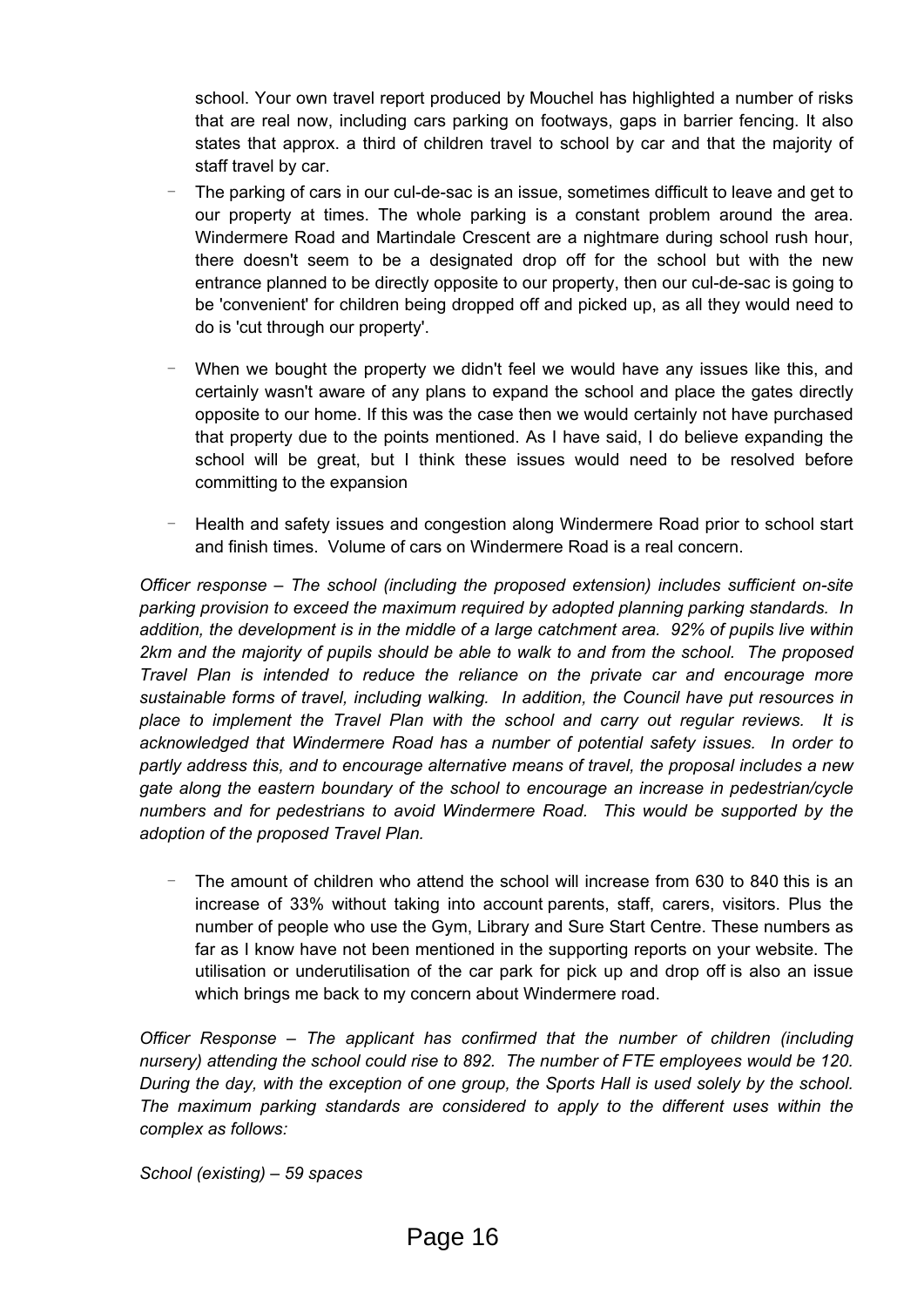school. Your own travel report produced by Mouchel has highlighted a number of risks that are real now, including cars parking on footways, gaps in barrier fencing. It also states that approx. a third of children travel to school by car and that the majority of staff travel by car.

- The parking of cars in our cul-de-sac is an issue, sometimes difficult to leave and get to our property at times. The whole parking is a constant problem around the area. Windermere Road and Martindale Crescent are a nightmare during school rush hour, there doesn't seem to be a designated drop off for the school but with the new entrance planned to be directly opposite to our property, then our cul-de-sac is going to be 'convenient' for children being dropped off and picked up, as all they would need to do is 'cut through our property'.

- When we bought the property we didn't feel we would have any issues like this, and certainly wasn't aware of any plans to expand the school and place the gates directly opposite to our home. If this was the case then we would certainly not have purchased that property due to the points mentioned. As I have said, I do believe expanding the school will be great, but I think these issues would need to be resolved before committing to the expansion

- Health and safety issues and congestion along Windermere Road prior to school start and finish times. Volume of cars on Windermere Road is a real concern.

*Officer response – The school (including the proposed extension) includes sufficient on-site parking provision to exceed the maximum required by adopted planning parking standards. In addition, the development is in the middle of a large catchment area. 92% of pupils live within 2km and the majority of pupils should be able to walk to and from the school. The proposed Travel Plan is intended to reduce the reliance on the private car and encourage more sustainable forms of travel, including walking. In addition, the Council have put resources in place to implement the Travel Plan with the school and carry out regular reviews. It is acknowledged that Windermere Road has a number of potential safety issues. In order to partly address this, and to encourage alternative means of travel, the proposal includes a new gate along the eastern boundary of the school to encourage an increase in pedestrian/cycle numbers and for pedestrians to avoid Windermere Road. This would be supported by the adoption of the proposed Travel Plan.*

- The amount of children who attend the school will increase from 630 to 840 this is an increase of 33% without taking into account parents, staff, carers, visitors. Plus the number of people who use the Gym, Library and Sure Start Centre. These numbers as far as I know have not been mentioned in the supporting reports on your website. The utilisation or underutilisation of the car park for pick up and drop off is also an issue which brings me back to my concern about Windermere road.

*Officer Response – The applicant has confirmed that the number of children (including nursery) attending the school could rise to 892. The number of FTE employees would be 120. During the day, with the exception of one group, the Sports Hall is used solely by the school. The maximum parking standards are considered to apply to the different uses within the complex as follows:*

*School (existing) – 59 spaces*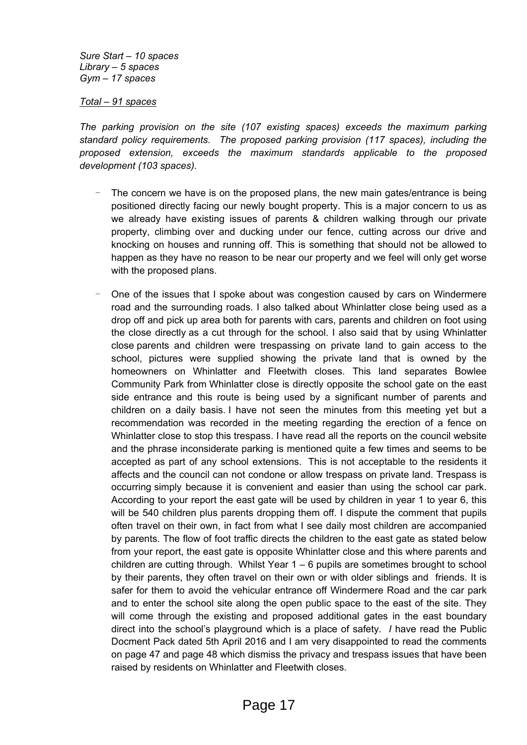*Sure Start – 10 spaces*
*Library – 5 spaces*
*Gym – 17 spaces*

*<u>Total – 91 spaces</u>*

*The parking provision on the site (107 existing spaces) exceeds the maximum parking standard policy requirements. The proposed parking provision (117 spaces), including the proposed extension, exceeds the maximum standards applicable to the proposed development (103 spaces).*

- The concern we have is on the proposed plans, the new main gates/entrance is being positioned directly facing our newly bought property. This is a major concern to us as we already have existing issues of parents & children walking through our private property, climbing over and ducking under our fence, cutting across our drive and knocking on houses and running off. This is something that should not be allowed to happen as they have no reason to be near our property and we feel will only get worse with the proposed plans.

- One of the issues that I spoke about was congestion caused by cars on Windermere road and the surrounding roads. I also talked about Whinlatter close being used as a drop off and pick up area both for parents with cars, parents and children on foot using the close directly as a cut through for the school. I also said that by using Whinlatter close parents and children were trespassing on private land to gain access to the school, pictures were supplied showing the private land that is owned by the homeowners on Whinlatter and Fleetwith closes. This land separates Bowlee Community Park from Whinlatter close is directly opposite the school gate on the east side entrance and this route is being used by a significant number of parents and children on a daily basis. I have not seen the minutes from this meeting yet but a recommendation was recorded in the meeting regarding the erection of a fence on Whinlatter close to stop this trespass. I have read all the reports on the council website and the phrase inconsiderate parking is mentioned quite a few times and seems to be accepted as part of any school extensions. This is not acceptable to the residents it affects and the council can not condone or allow trespass on private land. Trespass is occurring simply because it is convenient and easier than using the school car park. According to your report the east gate will be used by children in year 1 to year 6, this will be 540 children plus parents dropping them off. I dispute the comment that pupils often travel on their own, in fact from what I see daily most children are accompanied by parents. The flow of foot traffic directs the children to the east gate as stated below from your report, the east gate is opposite Whinlatter close and this where parents and children are cutting through. Whilst Year 1 – 6 pupils are sometimes brought to school by their parents, they often travel on their own or with older siblings and friends. It is safer for them to avoid the vehicular entrance off Windermere Road and the car park and to enter the school site along the open public space to the east of the site. They will come through the existing and proposed additional gates in the east boundary direct into the school's playground which is a place of safety. *I* have read the Public Docment Pack dated 5th April 2016 and I am very disappointed to read the comments on page 47 and page 48 which dismiss the privacy and trespass issues that have been raised by residents on Whinlatter and Fleetwith closes.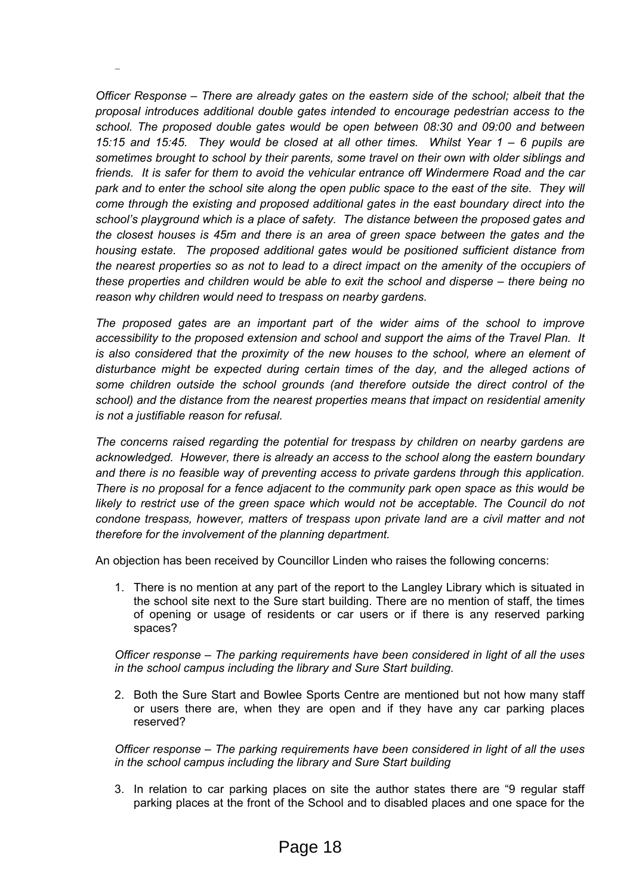*Officer Response – There are already gates on the eastern side of the school; albeit that the proposal introduces additional double gates intended to encourage pedestrian access to the school. The proposed double gates would be open between 08:30 and 09:00 and between 15:15 and 15:45. They would be closed at all other times. Whilst Year 1 – 6 pupils are sometimes brought to school by their parents, some travel on their own with older siblings and friends. It is safer for them to avoid the vehicular entrance off Windermere Road and the car park and to enter the school site along the open public space to the east of the site. They will come through the existing and proposed additional gates in the east boundary direct into the school's playground which is a place of safety. The distance between the proposed gates and the closest houses is 45m and there is an area of green space between the gates and the housing estate. The proposed additional gates would be positioned sufficient distance from the nearest properties so as not to lead to a direct impact on the amenity of the occupiers of these properties and children would be able to exit the school and disperse – there being no reason why children would need to trespass on nearby gardens.*

*The proposed gates are an important part of the wider aims of the school to improve accessibility to the proposed extension and school and support the aims of the Travel Plan. It is also considered that the proximity of the new houses to the school, where an element of disturbance might be expected during certain times of the day, and the alleged actions of some children outside the school grounds (and therefore outside the direct control of the school) and the distance from the nearest properties means that impact on residential amenity is not a justifiable reason for refusal.*

*The concerns raised regarding the potential for trespass by children on nearby gardens are acknowledged. However, there is already an access to the school along the eastern boundary and there is no feasible way of preventing access to private gardens through this application. There is no proposal for a fence adjacent to the community park open space as this would be likely to restrict use of the green space which would not be acceptable. The Council do not condone trespass, however, matters of trespass upon private land are a civil matter and not therefore for the involvement of the planning department.*

An objection has been received by Councillor Linden who raises the following concerns:

1. There is no mention at any part of the report to the Langley Library which is situated in the school site next to the Sure start building. There are no mention of staff, the times of opening or usage of residents or car users or if there is any reserved parking spaces?

   *Officer response – The parking requirements have been considered in light of all the uses in the school campus including the library and Sure Start building.*

2. Both the Sure Start and Bowlee Sports Centre are mentioned but not how many staff or users there are, when they are open and if they have any car parking places reserved?

   *Officer response – The parking requirements have been considered in light of all the uses in the school campus including the library and Sure Start building*

3. In relation to car parking places on site the author states there are "9 regular staff parking places at the front of the School and to disabled places and one space for the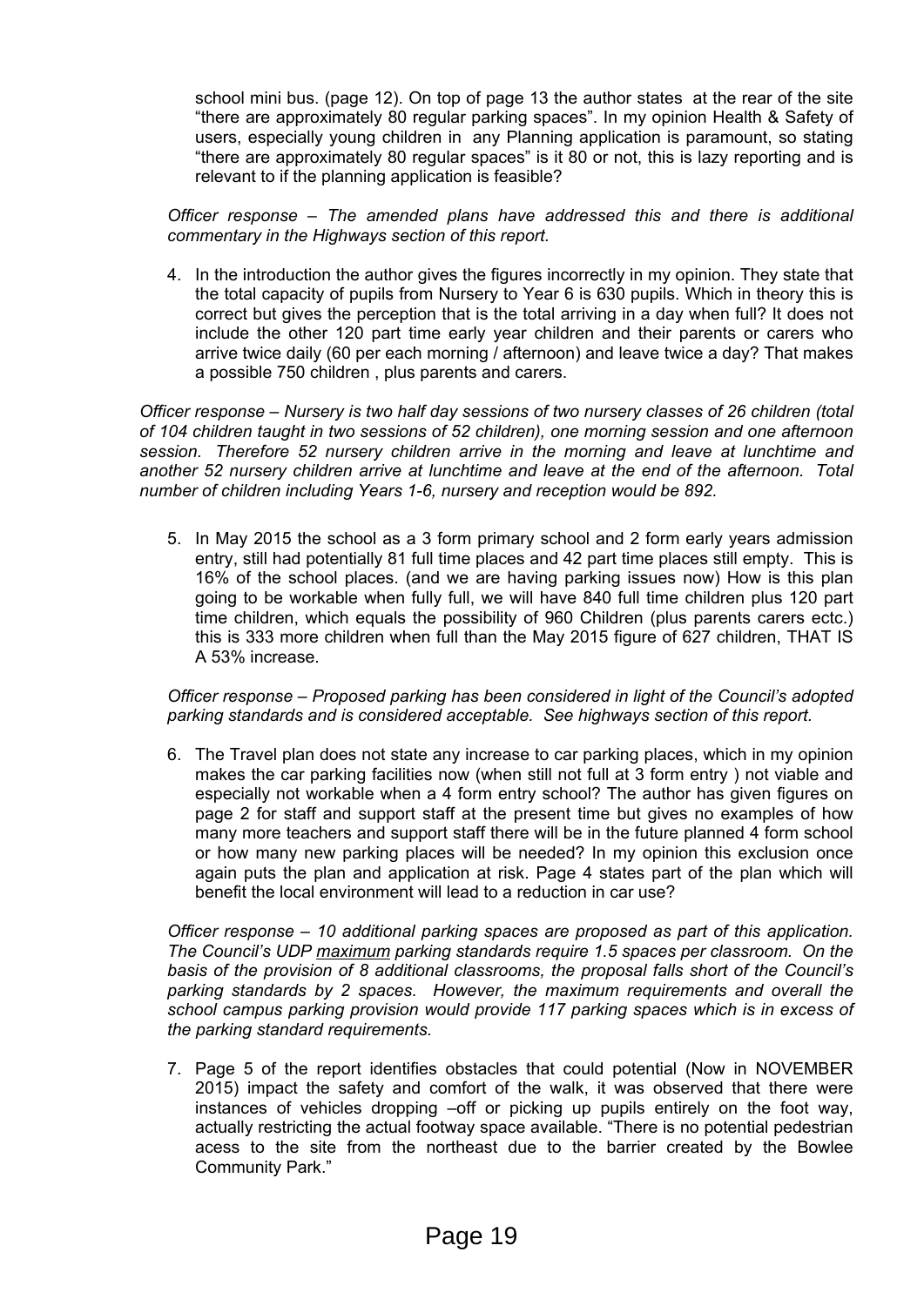school mini bus. (page 12). On top of page 13 the author states at the rear of the site "there are approximately 80 regular parking spaces". In my opinion Health & Safety of users, especially young children in any Planning application is paramount, so stating "there are approximately 80 regular spaces" is it 80 or not, this is lazy reporting and is relevant to if the planning application is feasible?

*Officer response – The amended plans have addressed this and there is additional commentary in the Highways section of this report.*

4. In the introduction the author gives the figures incorrectly in my opinion. They state that the total capacity of pupils from Nursery to Year 6 is 630 pupils. Which in theory this is correct but gives the perception that is the total arriving in a day when full? It does not include the other 120 part time early year children and their parents or carers who arrive twice daily (60 per each morning / afternoon) and leave twice a day? That makes a possible 750 children , plus parents and carers.

*Officer response – Nursery is two half day sessions of two nursery classes of 26 children (total of 104 children taught in two sessions of 52 children), one morning session and one afternoon session. Therefore 52 nursery children arrive in the morning and leave at lunchtime and another 52 nursery children arrive at lunchtime and leave at the end of the afternoon. Total number of children including Years 1-6, nursery and reception would be 892.*

5. In May 2015 the school as a 3 form primary school and 2 form early years admission entry, still had potentially 81 full time places and 42 part time places still empty. This is 16% of the school places. (and we are having parking issues now) How is this plan going to be workable when fully full, we will have 840 full time children plus 120 part time children, which equals the possibility of 960 Children (plus parents carers ectc.) this is 333 more children when full than the May 2015 figure of 627 children, THAT IS A 53% increase.

*Officer response – Proposed parking has been considered in light of the Council's adopted parking standards and is considered acceptable. See highways section of this report.*

6. The Travel plan does not state any increase to car parking places, which in my opinion makes the car parking facilities now (when still not full at 3 form entry ) not viable and especially not workable when a 4 form entry school? The author has given figures on page 2 for staff and support staff at the present time but gives no examples of how many more teachers and support staff there will be in the future planned 4 form school or how many new parking places will be needed? In my opinion this exclusion once again puts the plan and application at risk. Page 4 states part of the plan which will benefit the local environment will lead to a reduction in car use?

*Officer response – 10 additional parking spaces are proposed as part of this application. The Council's UDP <u>maximum</u> parking standards require 1.5 spaces per classroom. On the basis of the provision of 8 additional classrooms, the proposal falls short of the Council's parking standards by 2 spaces. However, the maximum requirements and overall the school campus parking provision would provide 117 parking spaces which is in excess of the parking standard requirements.*

7. Page 5 of the report identifies obstacles that could potential (Now in NOVEMBER 2015) impact the safety and comfort of the walk, it was observed that there were instances of vehicles dropping –off or picking up pupils entirely on the foot way, actually restricting the actual footway space available. "There is no potential pedestrian acess to the site from the northeast due to the barrier created by the Bowlee Community Park."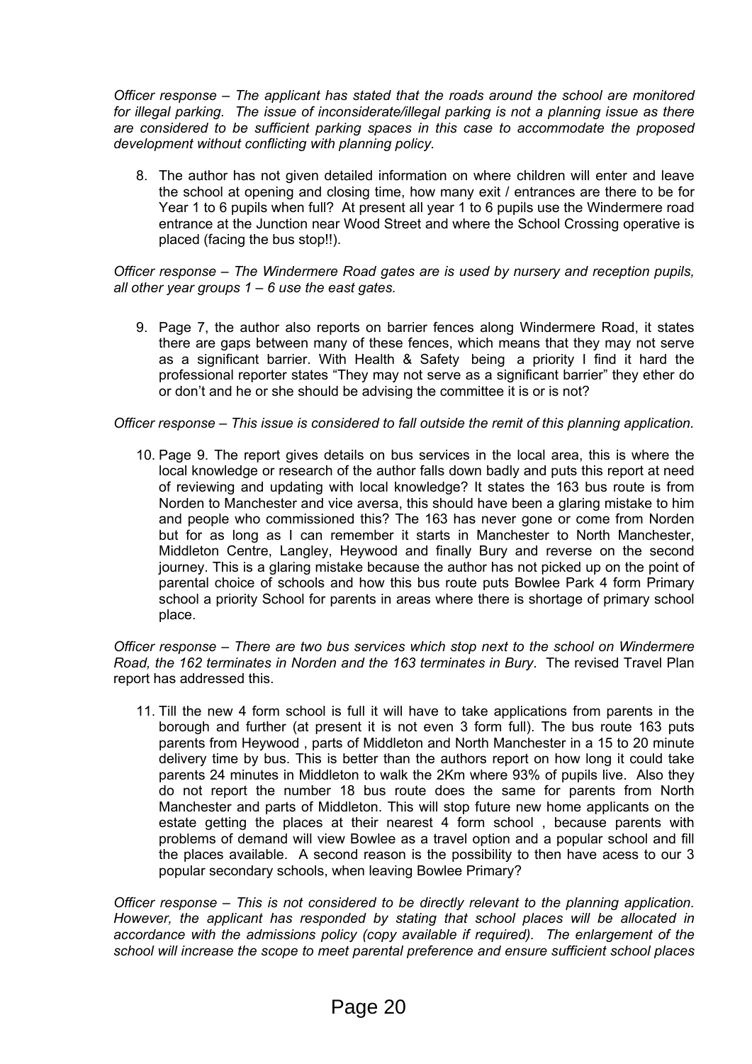*Officer response – The applicant has stated that the roads around the school are monitored for illegal parking. The issue of inconsiderate/illegal parking is not a planning issue as there are considered to be sufficient parking spaces in this case to accommodate the proposed development without conflicting with planning policy.*

8. The author has not given detailed information on where children will enter and leave the school at opening and closing time, how many exit / entrances are there to be for Year 1 to 6 pupils when full? At present all year 1 to 6 pupils use the Windermere road entrance at the Junction near Wood Street and where the School Crossing operative is placed (facing the bus stop!!).

*Officer response – The Windermere Road gates are is used by nursery and reception pupils, all other year groups 1 – 6 use the east gates.*

9. Page 7, the author also reports on barrier fences along Windermere Road, it states there are gaps between many of these fences, which means that they may not serve as a significant barrier. With Health & Safety being a priority I find it hard the professional reporter states "They may not serve as a significant barrier" they ether do or don't and he or she should be advising the committee it is or is not?

*Officer response – This issue is considered to fall outside the remit of this planning application.*

10. Page 9. The report gives details on bus services in the local area, this is where the local knowledge or research of the author falls down badly and puts this report at need of reviewing and updating with local knowledge? It states the 163 bus route is from Norden to Manchester and vice aversa, this should have been a glaring mistake to him and people who commissioned this? The 163 has never gone or come from Norden but for as long as I can remember it starts in Manchester to North Manchester, Middleton Centre, Langley, Heywood and finally Bury and reverse on the second journey. This is a glaring mistake because the author has not picked up on the point of parental choice of schools and how this bus route puts Bowlee Park 4 form Primary school a priority School for parents in areas where there is shortage of primary school place.

*Officer response – There are two bus services which stop next to the school on Windermere Road, the 162 terminates in Norden and the 163 terminates in Bury*. The revised Travel Plan report has addressed this.

11. Till the new 4 form school is full it will have to take applications from parents in the borough and further (at present it is not even 3 form full). The bus route 163 puts parents from Heywood , parts of Middleton and North Manchester in a 15 to 20 minute delivery time by bus. This is better than the authors report on how long it could take parents 24 minutes in Middleton to walk the 2Km where 93% of pupils live. Also they do not report the number 18 bus route does the same for parents from North Manchester and parts of Middleton. This will stop future new home applicants on the estate getting the places at their nearest 4 form school , because parents with problems of demand will view Bowlee as a travel option and a popular school and fill the places available. A second reason is the possibility to then have acess to our 3 popular secondary schools, when leaving Bowlee Primary?

*Officer response – This is not considered to be directly relevant to the planning application. However, the applicant has responded by stating that school places will be allocated in accordance with the admissions policy (copy available if required). The enlargement of the school will increase the scope to meet parental preference and ensure sufficient school places*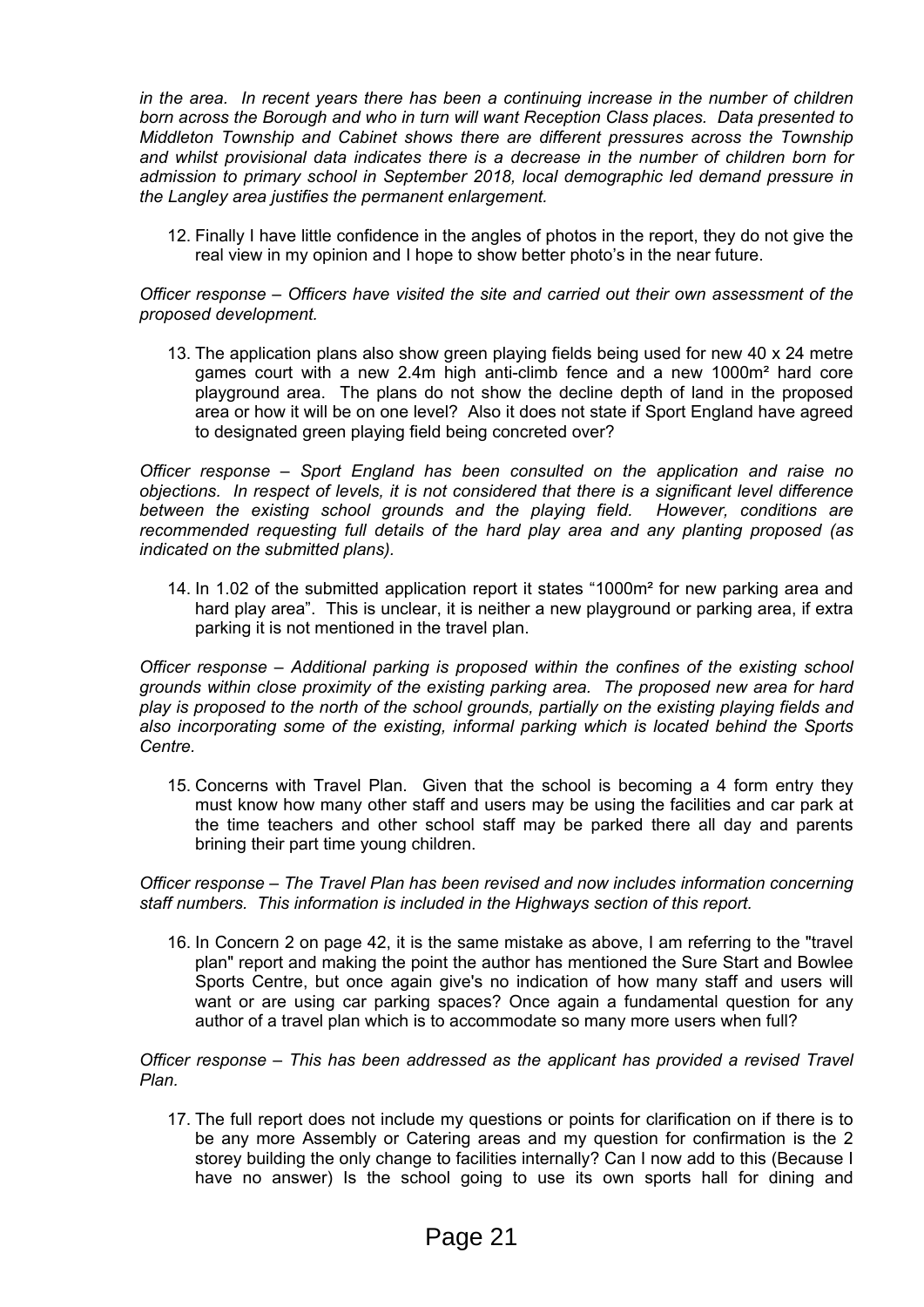*in the area. In recent years there has been a continuing increase in the number of children born across the Borough and who in turn will want Reception Class places. Data presented to Middleton Township and Cabinet shows there are different pressures across the Township and whilst provisional data indicates there is a decrease in the number of children born for admission to primary school in September 2018, local demographic led demand pressure in the Langley area justifies the permanent enlargement.*

12. Finally I have little confidence in the angles of photos in the report, they do not give the real view in my opinion and I hope to show better photo's in the near future.

*Officer response – Officers have visited the site and carried out their own assessment of the proposed development.*

13. The application plans also show green playing fields being used for new 40 x 24 metre games court with a new 2.4m high anti-climb fence and a new 1000m² hard core playground area. The plans do not show the decline depth of land in the proposed area or how it will be on one level? Also it does not state if Sport England have agreed to designated green playing field being concreted over?

*Officer response – Sport England has been consulted on the application and raise no objections. In respect of levels, it is not considered that there is a significant level difference between the existing school grounds and the playing field. However, conditions are recommended requesting full details of the hard play area and any planting proposed (as indicated on the submitted plans).*

14. In 1.02 of the submitted application report it states "1000m² for new parking area and hard play area". This is unclear, it is neither a new playground or parking area, if extra parking it is not mentioned in the travel plan.

*Officer response – Additional parking is proposed within the confines of the existing school grounds within close proximity of the existing parking area. The proposed new area for hard play is proposed to the north of the school grounds, partially on the existing playing fields and also incorporating some of the existing, informal parking which is located behind the Sports Centre.*

15. Concerns with Travel Plan. Given that the school is becoming a 4 form entry they must know how many other staff and users may be using the facilities and car park at the time teachers and other school staff may be parked there all day and parents brining their part time young children.

*Officer response – The Travel Plan has been revised and now includes information concerning staff numbers. This information is included in the Highways section of this report.*

16. In Concern 2 on page 42, it is the same mistake as above, I am referring to the "travel plan" report and making the point the author has mentioned the Sure Start and Bowlee Sports Centre, but once again give's no indication of how many staff and users will want or are using car parking spaces? Once again a fundamental question for any author of a travel plan which is to accommodate so many more users when full?

*Officer response – This has been addressed as the applicant has provided a revised Travel Plan.*

17. The full report does not include my questions or points for clarification on if there is to be any more Assembly or Catering areas and my question for confirmation is the 2 storey building the only change to facilities internally? Can I now add to this (Because I have no answer) Is the school going to use its own sports hall for dining and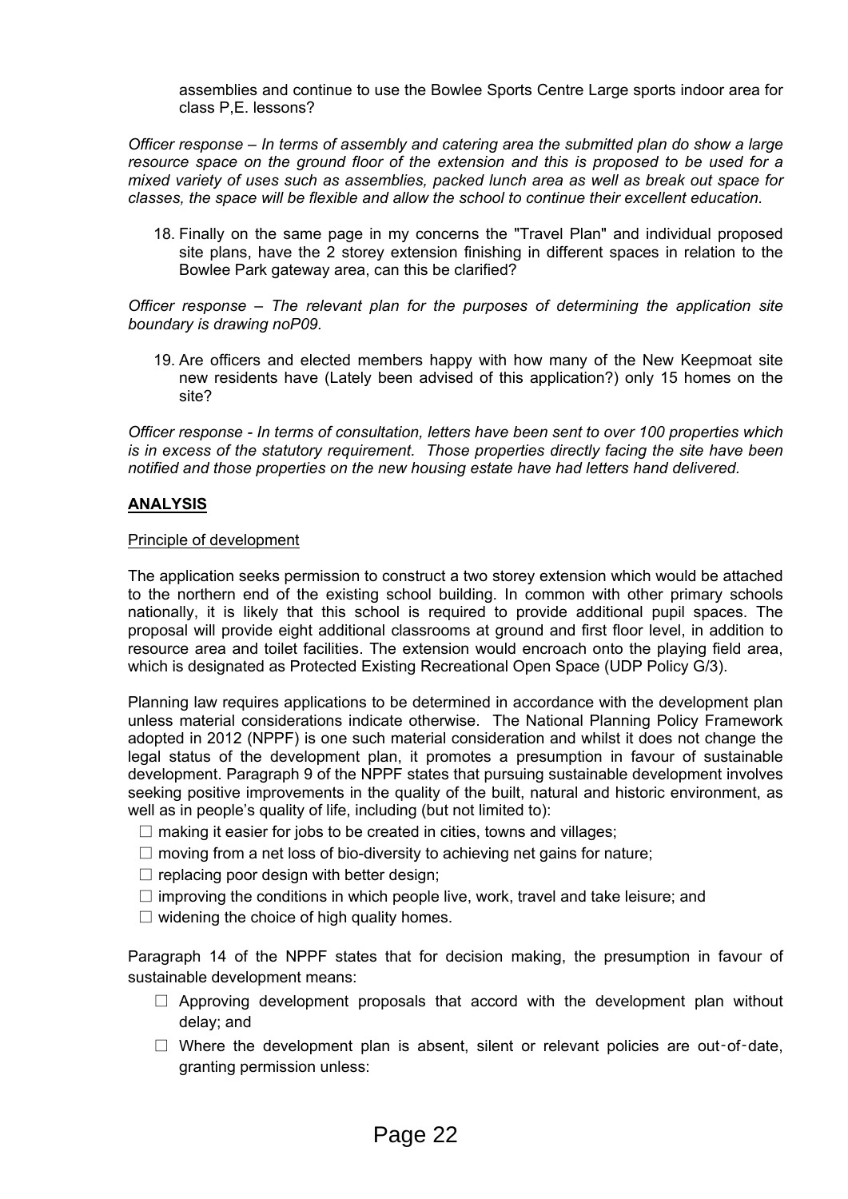assemblies and continue to use the Bowlee Sports Centre Large sports indoor area for class P,E. lessons?

*Officer response – In terms of assembly and catering area the submitted plan do show a large resource space on the ground floor of the extension and this is proposed to be used for a mixed variety of uses such as assemblies, packed lunch area as well as break out space for classes, the space will be flexible and allow the school to continue their excellent education.*

18. Finally on the same page in my concerns the "Travel Plan" and individual proposed site plans, have the 2 storey extension finishing in different spaces in relation to the Bowlee Park gateway area, can this be clarified?

*Officer response – The relevant plan for the purposes of determining the application site boundary is drawing noP09.*

19. Are officers and elected members happy with how many of the New Keepmoat site new residents have (Lately been advised of this application?) only 15 homes on the site?

*Officer response - In terms of consultation, letters have been sent to over 100 properties which is in excess of the statutory requirement. Those properties directly facing the site have been notified and those properties on the new housing estate have had letters hand delivered.*

**ANALYSIS**

Principle of development

The application seeks permission to construct a two storey extension which would be attached to the northern end of the existing school building. In common with other primary schools nationally, it is likely that this school is required to provide additional pupil spaces. The proposal will provide eight additional classrooms at ground and first floor level, in addition to resource area and toilet facilities. The extension would encroach onto the playing field area, which is designated as Protected Existing Recreational Open Space (UDP Policy G/3).

Planning law requires applications to be determined in accordance with the development plan unless material considerations indicate otherwise. The National Planning Policy Framework adopted in 2012 (NPPF) is one such material consideration and whilst it does not change the legal status of the development plan, it promotes a presumption in favour of sustainable development. Paragraph 9 of the NPPF states that pursuing sustainable development involves seeking positive improvements in the quality of the built, natural and historic environment, as well as in people's quality of life, including (but not limited to):

- making it easier for jobs to be created in cities, towns and villages;
- moving from a net loss of bio-diversity to achieving net gains for nature;
- replacing poor design with better design;
- improving the conditions in which people live, work, travel and take leisure; and
- widening the choice of high quality homes.

Paragraph 14 of the NPPF states that for decision making, the presumption in favour of sustainable development means:

- Approving development proposals that accord with the development plan without delay; and
- Where the development plan is absent, silent or relevant policies are out-of-date, granting permission unless: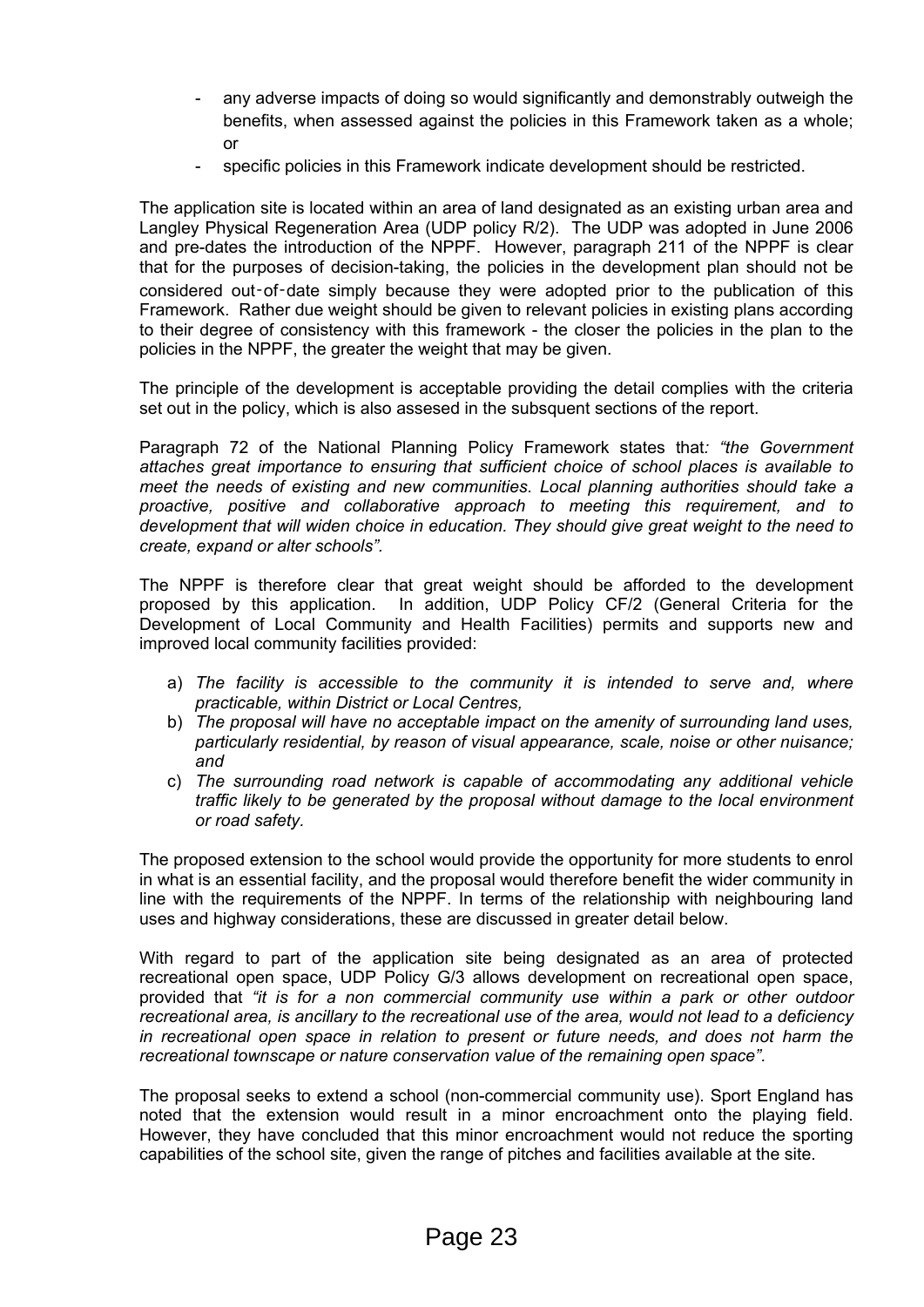- any adverse impacts of doing so would significantly and demonstrably outweigh the benefits, when assessed against the policies in this Framework taken as a whole; or
- specific policies in this Framework indicate development should be restricted.

The application site is located within an area of land designated as an existing urban area and Langley Physical Regeneration Area (UDP policy R/2). The UDP was adopted in June 2006 and pre-dates the introduction of the NPPF. However, paragraph 211 of the NPPF is clear that for the purposes of decision-taking, the policies in the development plan should not be considered out-of-date simply because they were adopted prior to the publication of this Framework. Rather due weight should be given to relevant policies in existing plans according to their degree of consistency with this framework - the closer the policies in the plan to the policies in the NPPF, the greater the weight that may be given.

The principle of the development is acceptable providing the detail complies with the criteria set out in the policy, which is also assesed in the subsquent sections of the report.

Paragraph 72 of the National Planning Policy Framework states that*: "the Government attaches great importance to ensuring that sufficient choice of school places is available to meet the needs of existing and new communities. Local planning authorities should take a proactive, positive and collaborative approach to meeting this requirement, and to development that will widen choice in education. They should give great weight to the need to create, expand or alter schools".*

The NPPF is therefore clear that great weight should be afforded to the development proposed by this application. In addition, UDP Policy CF/2 (General Criteria for the Development of Local Community and Health Facilities) permits and supports new and improved local community facilities provided:

a) *The facility is accessible to the community it is intended to serve and, where practicable, within District or Local Centres,*
b) *The proposal will have no acceptable impact on the amenity of surrounding land uses, particularly residential, by reason of visual appearance, scale, noise or other nuisance; and*
c) *The surrounding road network is capable of accommodating any additional vehicle traffic likely to be generated by the proposal without damage to the local environment or road safety.*

The proposed extension to the school would provide the opportunity for more students to enrol in what is an essential facility, and the proposal would therefore benefit the wider community in line with the requirements of the NPPF. In terms of the relationship with neighbouring land uses and highway considerations, these are discussed in greater detail below.

With regard to part of the application site being designated as an area of protected recreational open space, UDP Policy G/3 allows development on recreational open space, provided that *"it is for a non commercial community use within a park or other outdoor recreational area, is ancillary to the recreational use of the area, would not lead to a deficiency in recreational open space in relation to present or future needs, and does not harm the recreational townscape or nature conservation value of the remaining open space".*

The proposal seeks to extend a school (non-commercial community use). Sport England has noted that the extension would result in a minor encroachment onto the playing field. However, they have concluded that this minor encroachment would not reduce the sporting capabilities of the school site, given the range of pitches and facilities available at the site.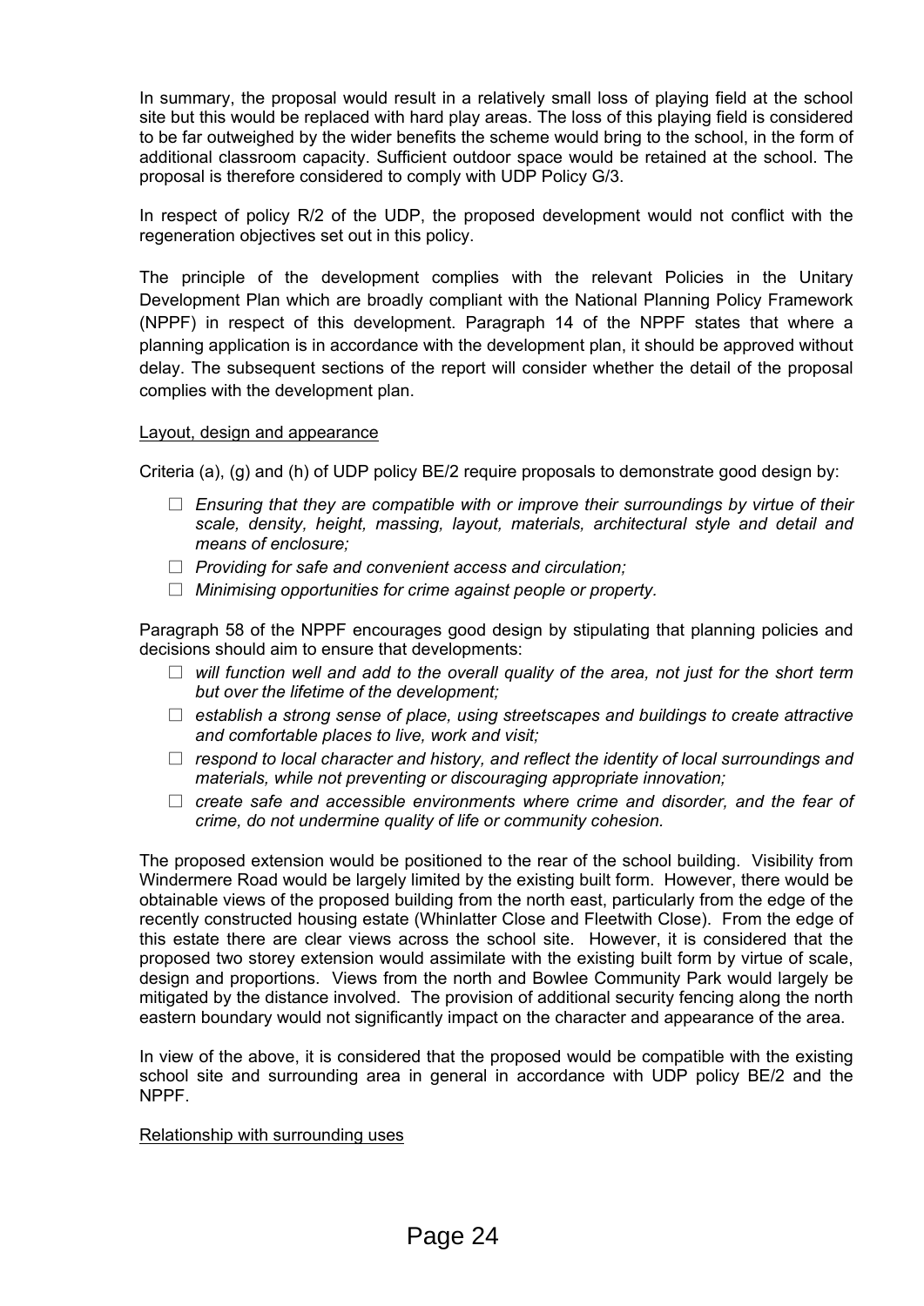In summary, the proposal would result in a relatively small loss of playing field at the school site but this would be replaced with hard play areas. The loss of this playing field is considered to be far outweighed by the wider benefits the scheme would bring to the school, in the form of additional classroom capacity. Sufficient outdoor space would be retained at the school. The proposal is therefore considered to comply with UDP Policy G/3.

In respect of policy R/2 of the UDP, the proposed development would not conflict with the regeneration objectives set out in this policy.

The principle of the development complies with the relevant Policies in the Unitary Development Plan which are broadly compliant with the National Planning Policy Framework (NPPF) in respect of this development. Paragraph 14 of the NPPF states that where a planning application is in accordance with the development plan, it should be approved without delay. The subsequent sections of the report will consider whether the detail of the proposal complies with the development plan.

<u>Layout, design and appearance</u>

Criteria (a), (g) and (h) of UDP policy BE/2 require proposals to demonstrate good design by:

- *Ensuring that they are compatible with or improve their surroundings by virtue of their scale, density, height, massing, layout, materials, architectural style and detail and means of enclosure;*
- *Providing for safe and convenient access and circulation;*
- *Minimising opportunities for crime against people or property.*

Paragraph 58 of the NPPF encourages good design by stipulating that planning policies and decisions should aim to ensure that developments:

- *will function well and add to the overall quality of the area, not just for the short term but over the lifetime of the development;*
- *establish a strong sense of place, using streetscapes and buildings to create attractive and comfortable places to live, work and visit;*
- *respond to local character and history, and reflect the identity of local surroundings and materials, while not preventing or discouraging appropriate innovation;*
- *create safe and accessible environments where crime and disorder, and the fear of crime, do not undermine quality of life or community cohesion.*

The proposed extension would be positioned to the rear of the school building. Visibility from Windermere Road would be largely limited by the existing built form. However, there would be obtainable views of the proposed building from the north east, particularly from the edge of the recently constructed housing estate (Whinlatter Close and Fleetwith Close). From the edge of this estate there are clear views across the school site. However, it is considered that the proposed two storey extension would assimilate with the existing built form by virtue of scale, design and proportions. Views from the north and Bowlee Community Park would largely be mitigated by the distance involved. The provision of additional security fencing along the north eastern boundary would not significantly impact on the character and appearance of the area.

In view of the above, it is considered that the proposed would be compatible with the existing school site and surrounding area in general in accordance with UDP policy BE/2 and the NPPF.

<u>Relationship with surrounding uses</u>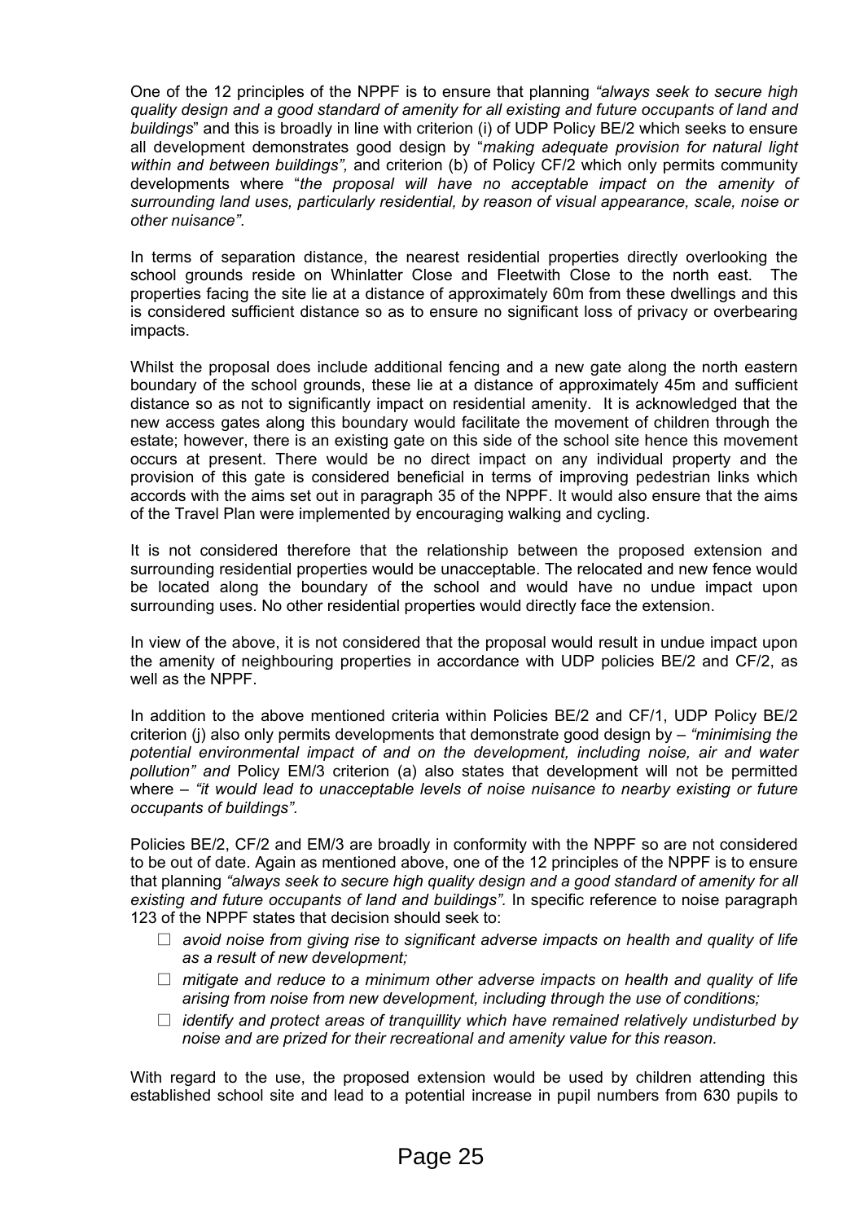One of the 12 principles of the NPPF is to ensure that planning *"always seek to secure high quality design and a good standard of amenity for all existing and future occupants of land and buildings*" and this is broadly in line with criterion (i) of UDP Policy BE/2 which seeks to ensure all development demonstrates good design by "*making adequate provision for natural light within and between buildings",* and criterion (b) of Policy CF/2 which only permits community developments where "*the proposal will have no acceptable impact on the amenity of surrounding land uses, particularly residential, by reason of visual appearance, scale, noise or other nuisance"*.

In terms of separation distance, the nearest residential properties directly overlooking the school grounds reside on Whinlatter Close and Fleetwith Close to the north east. The properties facing the site lie at a distance of approximately 60m from these dwellings and this is considered sufficient distance so as to ensure no significant loss of privacy or overbearing impacts.

Whilst the proposal does include additional fencing and a new gate along the north eastern boundary of the school grounds, these lie at a distance of approximately 45m and sufficient distance so as not to significantly impact on residential amenity. It is acknowledged that the new access gates along this boundary would facilitate the movement of children through the estate; however, there is an existing gate on this side of the school site hence this movement occurs at present. There would be no direct impact on any individual property and the provision of this gate is considered beneficial in terms of improving pedestrian links which accords with the aims set out in paragraph 35 of the NPPF. It would also ensure that the aims of the Travel Plan were implemented by encouraging walking and cycling.

It is not considered therefore that the relationship between the proposed extension and surrounding residential properties would be unacceptable. The relocated and new fence would be located along the boundary of the school and would have no undue impact upon surrounding uses. No other residential properties would directly face the extension.

In view of the above, it is not considered that the proposal would result in undue impact upon the amenity of neighbouring properties in accordance with UDP policies BE/2 and CF/2, as well as the NPPF.

In addition to the above mentioned criteria within Policies BE/2 and CF/1, UDP Policy BE/2 criterion (j) also only permits developments that demonstrate good design by – *"minimising the potential environmental impact of and on the development, including noise, air and water pollution" and* Policy EM/3 criterion (a) also states that development will not be permitted where – *"it would lead to unacceptable levels of noise nuisance to nearby existing or future occupants of buildings"*.

Policies BE/2, CF/2 and EM/3 are broadly in conformity with the NPPF so are not considered to be out of date. Again as mentioned above, one of the 12 principles of the NPPF is to ensure that planning *"always seek to secure high quality design and a good standard of amenity for all existing and future occupants of land and buildings"*. In specific reference to noise paragraph 123 of the NPPF states that decision should seek to:

- *avoid noise from giving rise to significant adverse impacts on health and quality of life as a result of new development;*
- *mitigate and reduce to a minimum other adverse impacts on health and quality of life arising from noise from new development, including through the use of conditions;*
- *identify and protect areas of tranquillity which have remained relatively undisturbed by noise and are prized for their recreational and amenity value for this reason.*

With regard to the use, the proposed extension would be used by children attending this established school site and lead to a potential increase in pupil numbers from 630 pupils to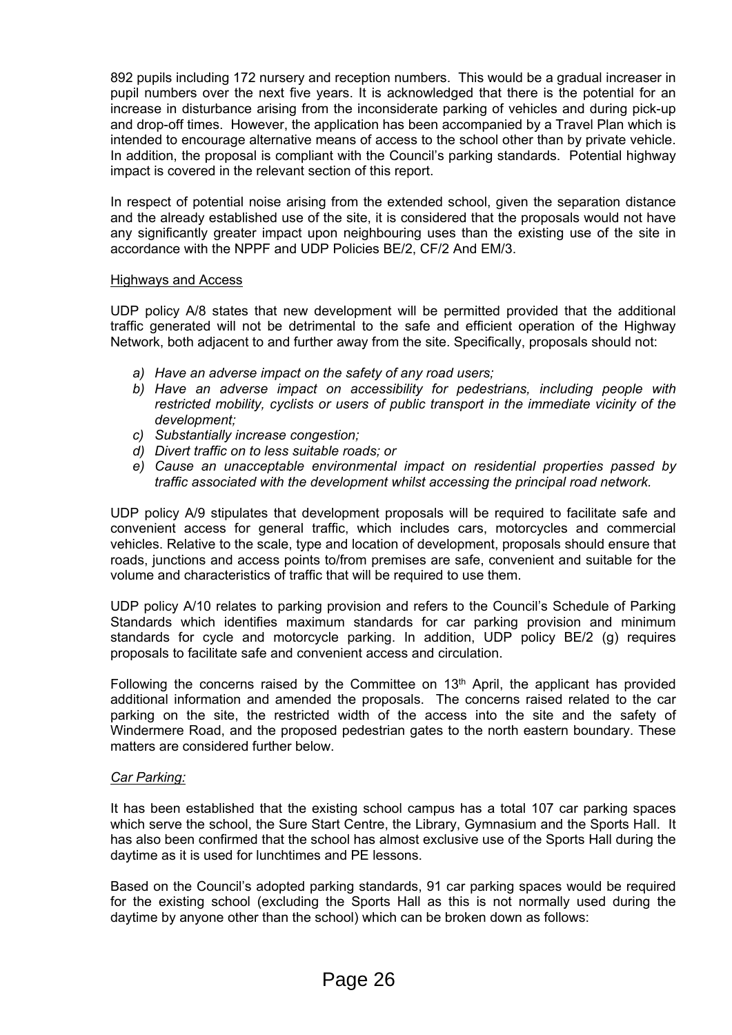892 pupils including 172 nursery and reception numbers. This would be a gradual increaser in pupil numbers over the next five years. It is acknowledged that there is the potential for an increase in disturbance arising from the inconsiderate parking of vehicles and during pick-up and drop-off times. However, the application has been accompanied by a Travel Plan which is intended to encourage alternative means of access to the school other than by private vehicle. In addition, the proposal is compliant with the Council's parking standards. Potential highway impact is covered in the relevant section of this report.

In respect of potential noise arising from the extended school, given the separation distance and the already established use of the site, it is considered that the proposals would not have any significantly greater impact upon neighbouring uses than the existing use of the site in accordance with the NPPF and UDP Policies BE/2, CF/2 And EM/3.

<u>Highways and Access</u>

UDP policy A/8 states that new development will be permitted provided that the additional traffic generated will not be detrimental to the safe and efficient operation of the Highway Network, both adjacent to and further away from the site. Specifically, proposals should not:

a) *Have an adverse impact on the safety of any road users;*
b) *Have an adverse impact on accessibility for pedestrians, including people with restricted mobility, cyclists or users of public transport in the immediate vicinity of the development;*
c) *Substantially increase congestion;*
d) *Divert traffic on to less suitable roads; or*
e) *Cause an unacceptable environmental impact on residential properties passed by traffic associated with the development whilst accessing the principal road network.*

UDP policy A/9 stipulates that development proposals will be required to facilitate safe and convenient access for general traffic, which includes cars, motorcycles and commercial vehicles. Relative to the scale, type and location of development, proposals should ensure that roads, junctions and access points to/from premises are safe, convenient and suitable for the volume and characteristics of traffic that will be required to use them.

UDP policy A/10 relates to parking provision and refers to the Council's Schedule of Parking Standards which identifies maximum standards for car parking provision and minimum standards for cycle and motorcycle parking. In addition, UDP policy BE/2 (g) requires proposals to facilitate safe and convenient access and circulation.

Following the concerns raised by the Committee on 13th April, the applicant has provided additional information and amended the proposals. The concerns raised related to the car parking on the site, the restricted width of the access into the site and the safety of Windermere Road, and the proposed pedestrian gates to the north eastern boundary. These matters are considered further below.

*<u>Car Parking:</u>*

It has been established that the existing school campus has a total 107 car parking spaces which serve the school, the Sure Start Centre, the Library, Gymnasium and the Sports Hall. It has also been confirmed that the school has almost exclusive use of the Sports Hall during the daytime as it is used for lunchtimes and PE lessons.

Based on the Council's adopted parking standards, 91 car parking spaces would be required for the existing school (excluding the Sports Hall as this is not normally used during the daytime by anyone other than the school) which can be broken down as follows: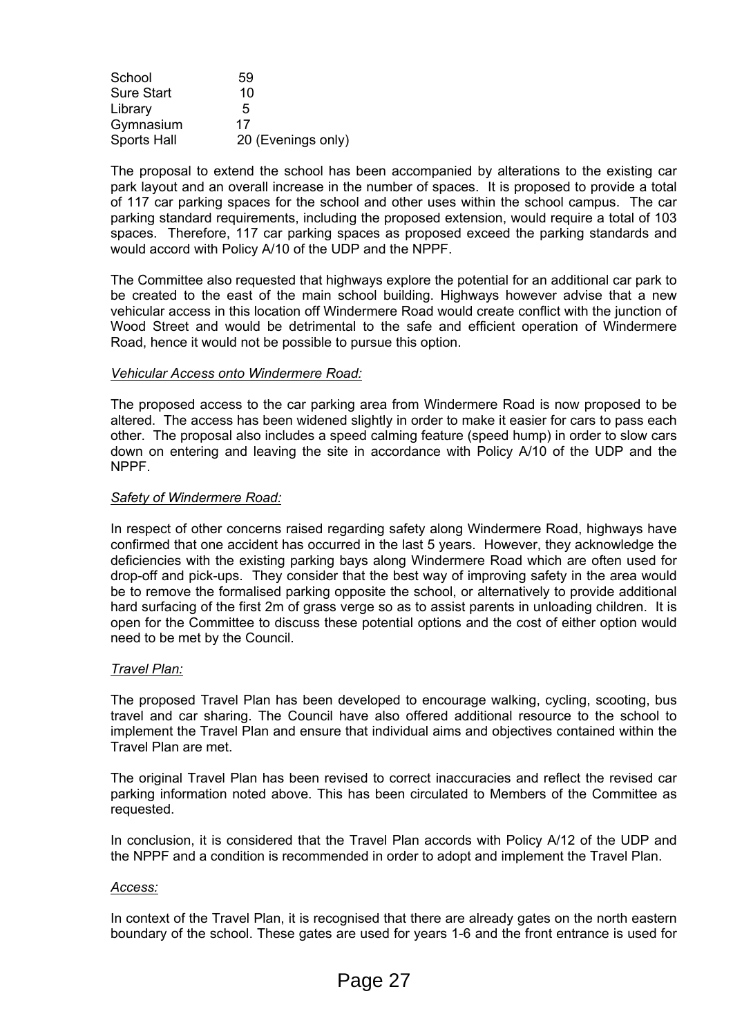| | |
|---|---|
| School | 59 |
| Sure Start | 10 |
| Library | 5 |
| Gymnasium | 17 |
| Sports Hall | 20 (Evenings only) |

The proposal to extend the school has been accompanied by alterations to the existing car park layout and an overall increase in the number of spaces. It is proposed to provide a total of 117 car parking spaces for the school and other uses within the school campus. The car parking standard requirements, including the proposed extension, would require a total of 103 spaces. Therefore, 117 car parking spaces as proposed exceed the parking standards and would accord with Policy A/10 of the UDP and the NPPF.

The Committee also requested that highways explore the potential for an additional car park to be created to the east of the main school building. Highways however advise that a new vehicular access in this location off Windermere Road would create conflict with the junction of Wood Street and would be detrimental to the safe and efficient operation of Windermere Road, hence it would not be possible to pursue this option.

*Vehicular Access onto Windermere Road:*

The proposed access to the car parking area from Windermere Road is now proposed to be altered. The access has been widened slightly in order to make it easier for cars to pass each other. The proposal also includes a speed calming feature (speed hump) in order to slow cars down on entering and leaving the site in accordance with Policy A/10 of the UDP and the NPPF.

*Safety of Windermere Road:*

In respect of other concerns raised regarding safety along Windermere Road, highways have confirmed that one accident has occurred in the last 5 years. However, they acknowledge the deficiencies with the existing parking bays along Windermere Road which are often used for drop-off and pick-ups. They consider that the best way of improving safety in the area would be to remove the formalised parking opposite the school, or alternatively to provide additional hard surfacing of the first 2m of grass verge so as to assist parents in unloading children. It is open for the Committee to discuss these potential options and the cost of either option would need to be met by the Council.

*Travel Plan:*

The proposed Travel Plan has been developed to encourage walking, cycling, scooting, bus travel and car sharing. The Council have also offered additional resource to the school to implement the Travel Plan and ensure that individual aims and objectives contained within the Travel Plan are met.

The original Travel Plan has been revised to correct inaccuracies and reflect the revised car parking information noted above. This has been circulated to Members of the Committee as requested.

In conclusion, it is considered that the Travel Plan accords with Policy A/12 of the UDP and the NPPF and a condition is recommended in order to adopt and implement the Travel Plan.

*Access:*

In context of the Travel Plan, it is recognised that there are already gates on the north eastern boundary of the school. These gates are used for years 1-6 and the front entrance is used for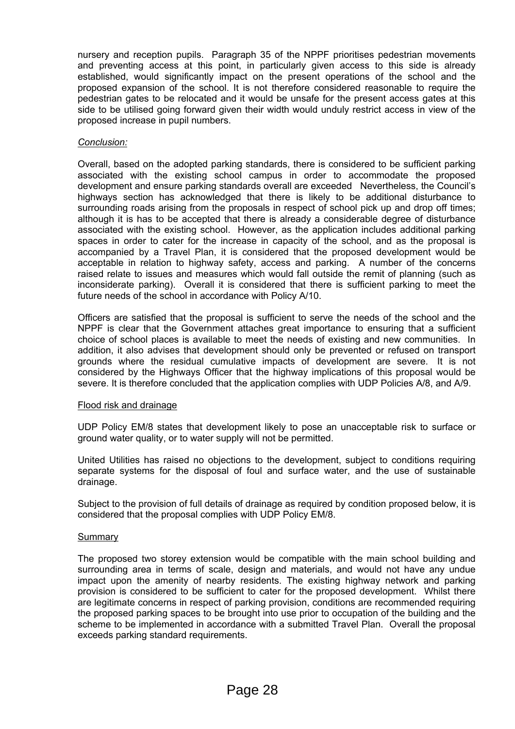nursery and reception pupils. Paragraph 35 of the NPPF prioritises pedestrian movements and preventing access at this point, in particularly given access to this side is already established, would significantly impact on the present operations of the school and the proposed expansion of the school. It is not therefore considered reasonable to require the pedestrian gates to be relocated and it would be unsafe for the present access gates at this side to be utilised going forward given their width would unduly restrict access in view of the proposed increase in pupil numbers.

*Conclusion:*

Overall, based on the adopted parking standards, there is considered to be sufficient parking associated with the existing school campus in order to accommodate the proposed development and ensure parking standards overall are exceeded Nevertheless, the Council's highways section has acknowledged that there is likely to be additional disturbance to surrounding roads arising from the proposals in respect of school pick up and drop off times; although it is has to be accepted that there is already a considerable degree of disturbance associated with the existing school. However, as the application includes additional parking spaces in order to cater for the increase in capacity of the school, and as the proposal is accompanied by a Travel Plan, it is considered that the proposed development would be acceptable in relation to highway safety, access and parking. A number of the concerns raised relate to issues and measures which would fall outside the remit of planning (such as inconsiderate parking). Overall it is considered that there is sufficient parking to meet the future needs of the school in accordance with Policy A/10.

Officers are satisfied that the proposal is sufficient to serve the needs of the school and the NPPF is clear that the Government attaches great importance to ensuring that a sufficient choice of school places is available to meet the needs of existing and new communities. In addition, it also advises that development should only be prevented or refused on transport grounds where the residual cumulative impacts of development are severe. It is not considered by the Highways Officer that the highway implications of this proposal would be severe. It is therefore concluded that the application complies with UDP Policies A/8, and A/9.

<u>Flood risk and drainage</u>

UDP Policy EM/8 states that development likely to pose an unacceptable risk to surface or ground water quality, or to water supply will not be permitted.

United Utilities has raised no objections to the development, subject to conditions requiring separate systems for the disposal of foul and surface water, and the use of sustainable drainage.

Subject to the provision of full details of drainage as required by condition proposed below, it is considered that the proposal complies with UDP Policy EM/8.

<u>Summary</u>

The proposed two storey extension would be compatible with the main school building and surrounding area in terms of scale, design and materials, and would not have any undue impact upon the amenity of nearby residents. The existing highway network and parking provision is considered to be sufficient to cater for the proposed development. Whilst there are legitimate concerns in respect of parking provision, conditions are recommended requiring the proposed parking spaces to be brought into use prior to occupation of the building and the scheme to be implemented in accordance with a submitted Travel Plan. Overall the proposal exceeds parking standard requirements.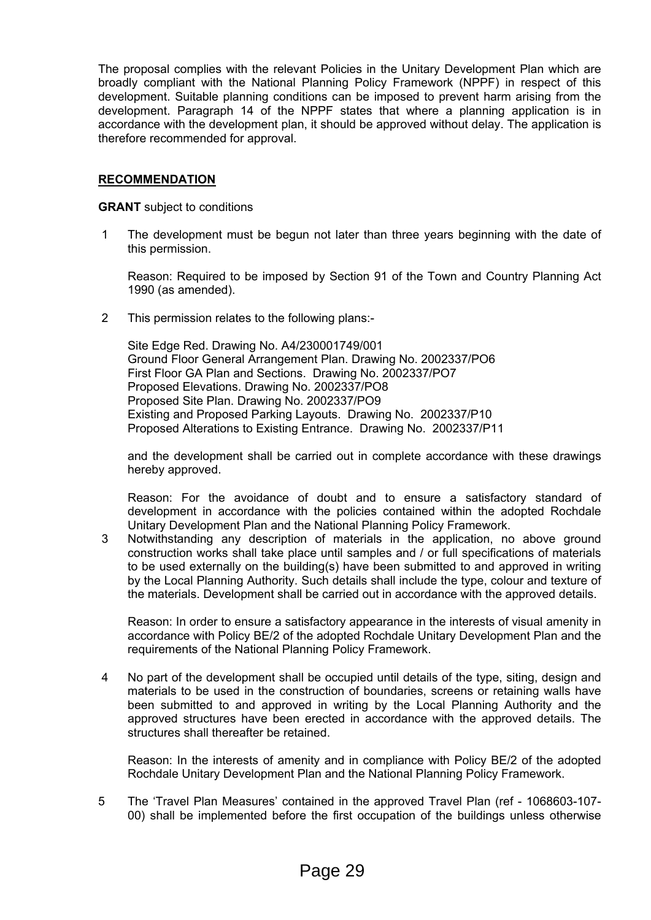The proposal complies with the relevant Policies in the Unitary Development Plan which are broadly compliant with the National Planning Policy Framework (NPPF) in respect of this development. Suitable planning conditions can be imposed to prevent harm arising from the development. Paragraph 14 of the NPPF states that where a planning application is in accordance with the development plan, it should be approved without delay. The application is therefore recommended for approval.

**RECOMMENDATION**

**GRANT** subject to conditions

1. The development must be begun not later than three years beginning with the date of this permission.

   Reason: Required to be imposed by Section 91 of the Town and Country Planning Act 1990 (as amended).

2. This permission relates to the following plans:-

   Site Edge Red. Drawing No. A4/230001749/001
   Ground Floor General Arrangement Plan. Drawing No. 2002337/PO6
   First Floor GA Plan and Sections. Drawing No. 2002337/PO7
   Proposed Elevations. Drawing No. 2002337/PO8
   Proposed Site Plan. Drawing No. 2002337/PO9
   Existing and Proposed Parking Layouts. Drawing No. 2002337/P10
   Proposed Alterations to Existing Entrance. Drawing No. 2002337/P11

   and the development shall be carried out in complete accordance with these drawings hereby approved.

   Reason: For the avoidance of doubt and to ensure a satisfactory standard of development in accordance with the policies contained within the adopted Rochdale Unitary Development Plan and the National Planning Policy Framework.

3. Notwithstanding any description of materials in the application, no above ground construction works shall take place until samples and / or full specifications of materials to be used externally on the building(s) have been submitted to and approved in writing by the Local Planning Authority. Such details shall include the type, colour and texture of the materials. Development shall be carried out in accordance with the approved details.

   Reason: In order to ensure a satisfactory appearance in the interests of visual amenity in accordance with Policy BE/2 of the adopted Rochdale Unitary Development Plan and the requirements of the National Planning Policy Framework.

4. No part of the development shall be occupied until details of the type, siting, design and materials to be used in the construction of boundaries, screens or retaining walls have been submitted to and approved in writing by the Local Planning Authority and the approved structures have been erected in accordance with the approved details. The structures shall thereafter be retained.

   Reason: In the interests of amenity and in compliance with Policy BE/2 of the adopted Rochdale Unitary Development Plan and the National Planning Policy Framework.

5. The 'Travel Plan Measures' contained in the approved Travel Plan (ref - 1068603-107-00) shall be implemented before the first occupation of the buildings unless otherwise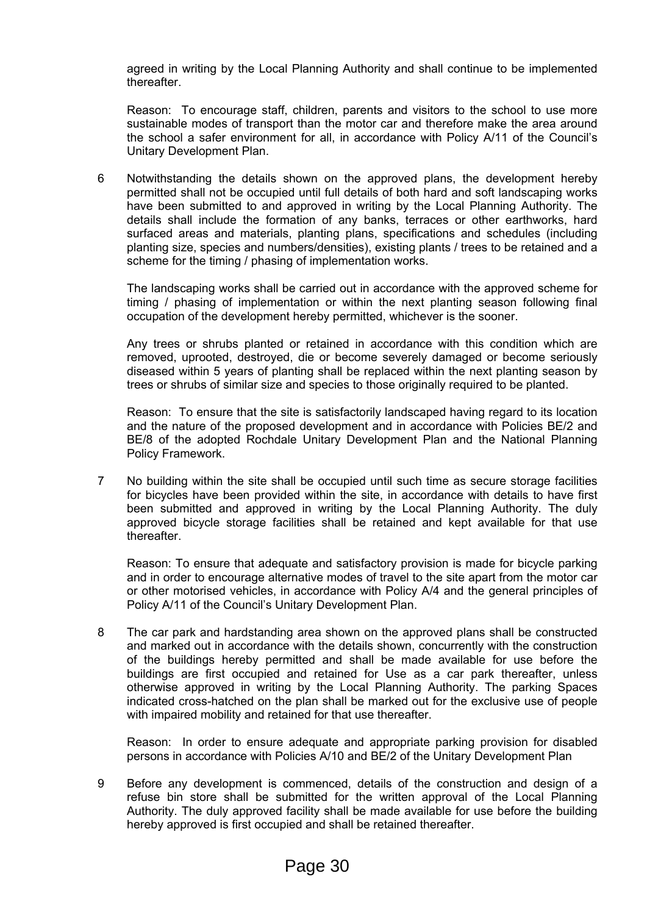agreed in writing by the Local Planning Authority and shall continue to be implemented thereafter.

Reason: To encourage staff, children, parents and visitors to the school to use more sustainable modes of transport than the motor car and therefore make the area around the school a safer environment for all, in accordance with Policy A/11 of the Council's Unitary Development Plan.

6 Notwithstanding the details shown on the approved plans, the development hereby permitted shall not be occupied until full details of both hard and soft landscaping works have been submitted to and approved in writing by the Local Planning Authority. The details shall include the formation of any banks, terraces or other earthworks, hard surfaced areas and materials, planting plans, specifications and schedules (including planting size, species and numbers/densities), existing plants / trees to be retained and a scheme for the timing / phasing of implementation works.

The landscaping works shall be carried out in accordance with the approved scheme for timing / phasing of implementation or within the next planting season following final occupation of the development hereby permitted, whichever is the sooner.

Any trees or shrubs planted or retained in accordance with this condition which are removed, uprooted, destroyed, die or become severely damaged or become seriously diseased within 5 years of planting shall be replaced within the next planting season by trees or shrubs of similar size and species to those originally required to be planted.

Reason: To ensure that the site is satisfactorily landscaped having regard to its location and the nature of the proposed development and in accordance with Policies BE/2 and BE/8 of the adopted Rochdale Unitary Development Plan and the National Planning Policy Framework.

7 No building within the site shall be occupied until such time as secure storage facilities for bicycles have been provided within the site, in accordance with details to have first been submitted and approved in writing by the Local Planning Authority. The duly approved bicycle storage facilities shall be retained and kept available for that use thereafter.

Reason: To ensure that adequate and satisfactory provision is made for bicycle parking and in order to encourage alternative modes of travel to the site apart from the motor car or other motorised vehicles, in accordance with Policy A/4 and the general principles of Policy A/11 of the Council's Unitary Development Plan.

8 The car park and hardstanding area shown on the approved plans shall be constructed and marked out in accordance with the details shown, concurrently with the construction of the buildings hereby permitted and shall be made available for use before the buildings are first occupied and retained for Use as a car park thereafter, unless otherwise approved in writing by the Local Planning Authority. The parking Spaces indicated cross-hatched on the plan shall be marked out for the exclusive use of people with impaired mobility and retained for that use thereafter.

Reason: In order to ensure adequate and appropriate parking provision for disabled persons in accordance with Policies A/10 and BE/2 of the Unitary Development Plan

9 Before any development is commenced, details of the construction and design of a refuse bin store shall be submitted for the written approval of the Local Planning Authority. The duly approved facility shall be made available for use before the building hereby approved is first occupied and shall be retained thereafter.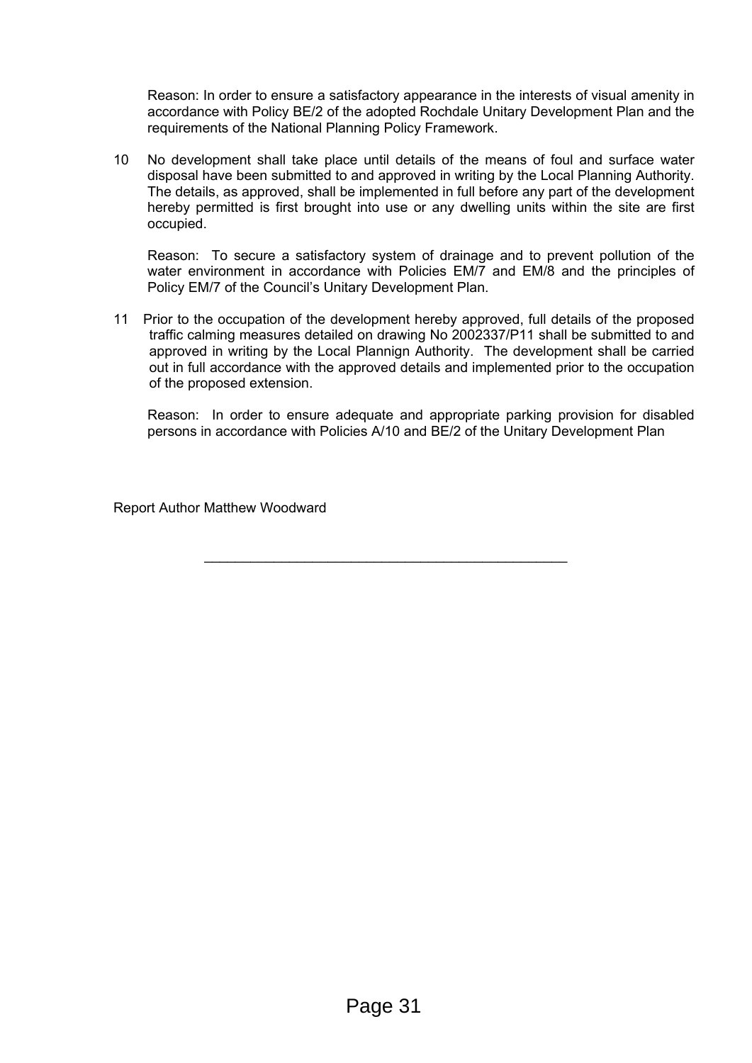Reason: In order to ensure a satisfactory appearance in the interests of visual amenity in accordance with Policy BE/2 of the adopted Rochdale Unitary Development Plan and the requirements of the National Planning Policy Framework.

10 No development shall take place until details of the means of foul and surface water disposal have been submitted to and approved in writing by the Local Planning Authority. The details, as approved, shall be implemented in full before any part of the development hereby permitted is first brought into use or any dwelling units within the site are first occupied.

Reason: To secure a satisfactory system of drainage and to prevent pollution of the water environment in accordance with Policies EM/7 and EM/8 and the principles of Policy EM/7 of the Council's Unitary Development Plan.

11 Prior to the occupation of the development hereby approved, full details of the proposed traffic calming measures detailed on drawing No 2002337/P11 shall be submitted to and approved in writing by the Local Plannign Authority. The development shall be carried out in full accordance with the approved details and implemented prior to the occupation of the proposed extension.

Reason: In order to ensure adequate and appropriate parking provision for disabled persons in accordance with Policies A/10 and BE/2 of the Unitary Development Plan

Report Author Matthew Woodward

---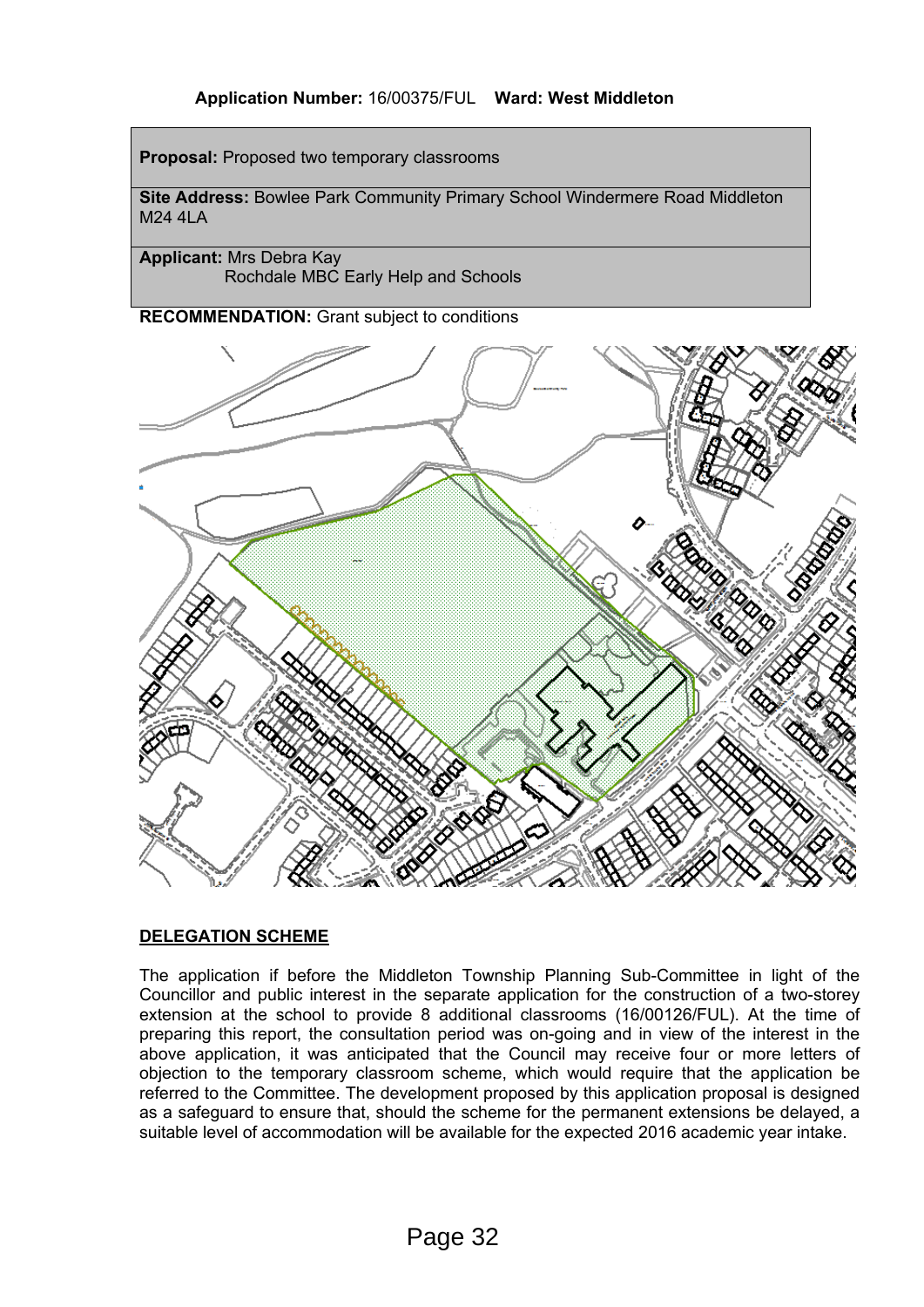**Application Number:** 16/00375/FUL **Ward: West Middleton**

| | |
|---|---|
| **Proposal:** | Proposed two temporary classrooms |
| **Site Address:** | Bowlee Park Community Primary School Windermere Road Middleton M24 4LA |
| **Applicant:** | Mrs Debra Kay<br>Rochdale MBC Early Help and Schools |

**RECOMMENDATION:** Grant subject to conditions

## DELEGATION SCHEME

The application if before the Middleton Township Planning Sub-Committee in light of the Councillor and public interest in the separate application for the construction of a two-storey extension at the school to provide 8 additional classrooms (16/00126/FUL). At the time of preparing this report, the consultation period was on-going and in view of the interest in the above application, it was anticipated that the Council may receive four or more letters of objection to the temporary classroom scheme, which would require that the application be referred to the Committee. The development proposed by this application proposal is designed as a safeguard to ensure that, should the scheme for the permanent extensions be delayed, a suitable level of accommodation will be available for the expected 2016 academic year intake.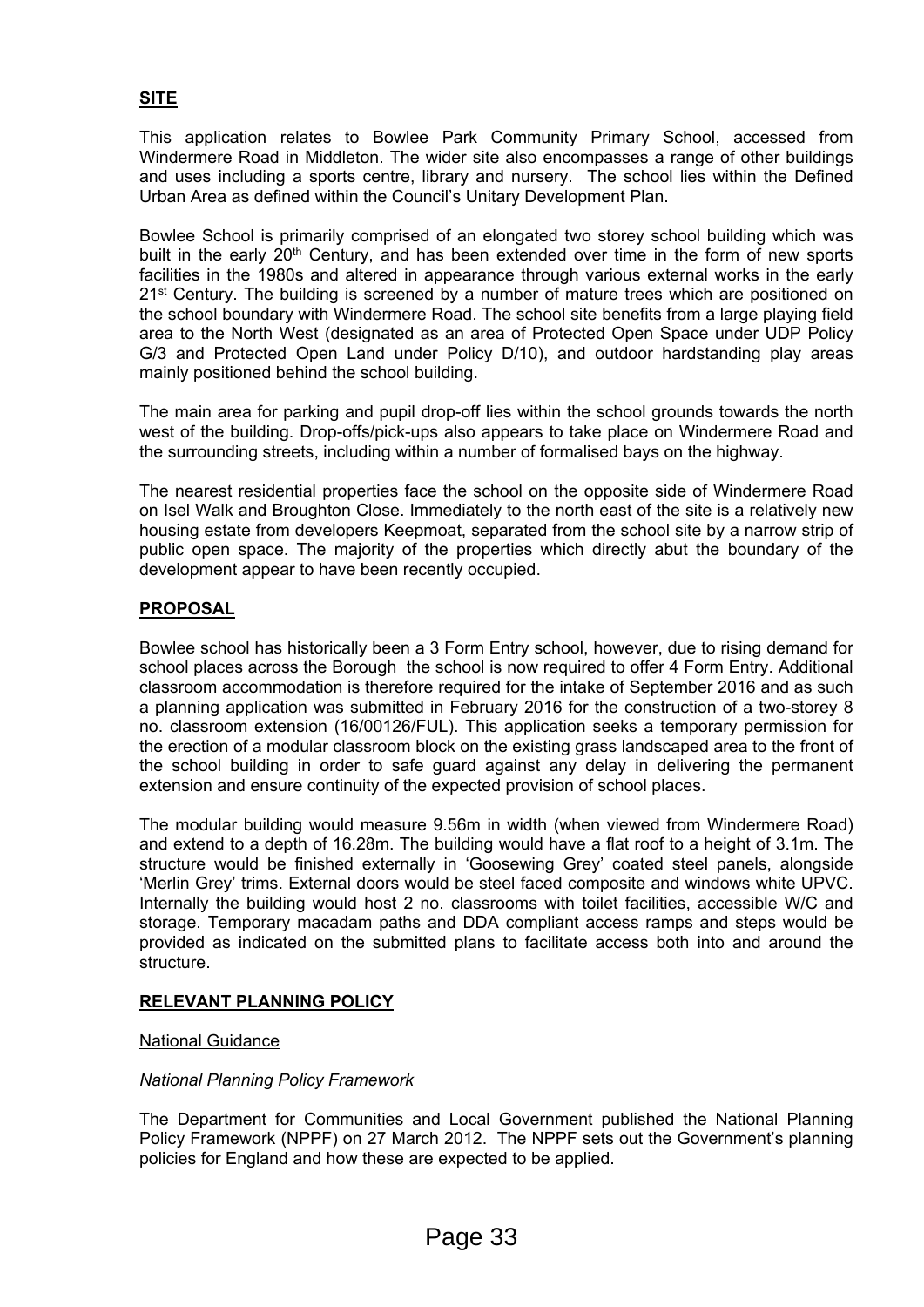## SITE

This application relates to Bowlee Park Community Primary School, accessed from Windermere Road in Middleton. The wider site also encompasses a range of other buildings and uses including a sports centre, library and nursery. The school lies within the Defined Urban Area as defined within the Council's Unitary Development Plan.

Bowlee School is primarily comprised of an elongated two storey school building which was built in the early 20th Century, and has been extended over time in the form of new sports facilities in the 1980s and altered in appearance through various external works in the early 21st Century. The building is screened by a number of mature trees which are positioned on the school boundary with Windermere Road. The school site benefits from a large playing field area to the North West (designated as an area of Protected Open Space under UDP Policy G/3 and Protected Open Land under Policy D/10), and outdoor hardstanding play areas mainly positioned behind the school building.

The main area for parking and pupil drop-off lies within the school grounds towards the north west of the building. Drop-offs/pick-ups also appears to take place on Windermere Road and the surrounding streets, including within a number of formalised bays on the highway.

The nearest residential properties face the school on the opposite side of Windermere Road on Isel Walk and Broughton Close. Immediately to the north east of the site is a relatively new housing estate from developers Keepmoat, separated from the school site by a narrow strip of public open space. The majority of the properties which directly abut the boundary of the development appear to have been recently occupied.

## PROPOSAL

Bowlee school has historically been a 3 Form Entry school, however, due to rising demand for school places across the Borough the school is now required to offer 4 Form Entry. Additional classroom accommodation is therefore required for the intake of September 2016 and as such a planning application was submitted in February 2016 for the construction of a two-storey 8 no. classroom extension (16/00126/FUL). This application seeks a temporary permission for the erection of a modular classroom block on the existing grass landscaped area to the front of the school building in order to safe guard against any delay in delivering the permanent extension and ensure continuity of the expected provision of school places.

The modular building would measure 9.56m in width (when viewed from Windermere Road) and extend to a depth of 16.28m. The building would have a flat roof to a height of 3.1m. The structure would be finished externally in 'Goosewing Grey' coated steel panels, alongside 'Merlin Grey' trims. External doors would be steel faced composite and windows white UPVC. Internally the building would host 2 no. classrooms with toilet facilities, accessible W/C and storage. Temporary macadam paths and DDA compliant access ramps and steps would be provided as indicated on the submitted plans to facilitate access both into and around the structure.

## RELEVANT PLANNING POLICY

National Guidance

*National Planning Policy Framework*

The Department for Communities and Local Government published the National Planning Policy Framework (NPPF) on 27 March 2012. The NPPF sets out the Government's planning policies for England and how these are expected to be applied.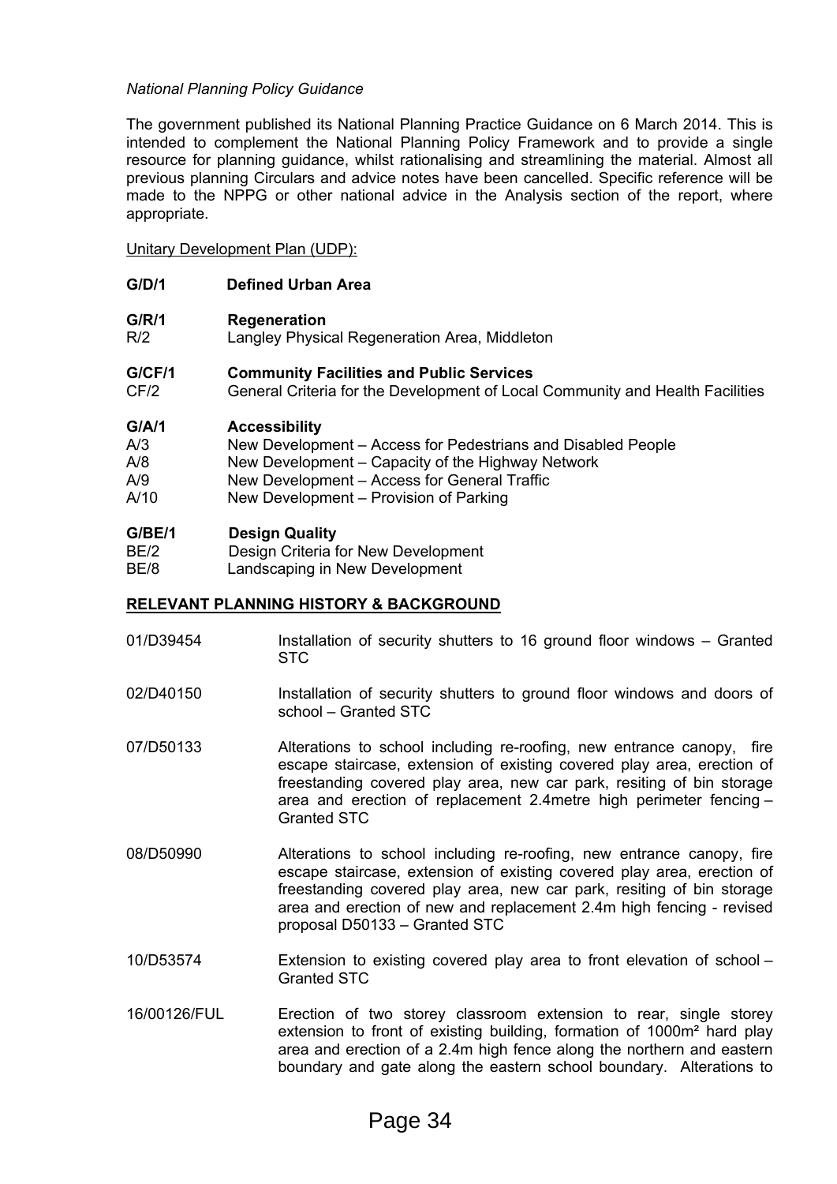*National Planning Policy Guidance*

The government published its National Planning Practice Guidance on 6 March 2014. This is intended to complement the National Planning Policy Framework and to provide a single resource for planning guidance, whilst rationalising and streamlining the material. Almost all previous planning Circulars and advice notes have been cancelled. Specific reference will be made to the NPPG or other national advice in the Analysis section of the report, where appropriate.

Unitary Development Plan (UDP):

**G/D/1** **Defined Urban Area**

**G/R/1** **Regeneration**
R/2 Langley Physical Regeneration Area, Middleton

**G/CF/1** **Community Facilities and Public Services**
CF/2 General Criteria for the Development of Local Community and Health Facilities

**G/A/1** **Accessibility**
A/3 New Development – Access for Pedestrians and Disabled People
A/8 New Development – Capacity of the Highway Network
A/9 New Development – Access for General Traffic
A/10 New Development – Provision of Parking

**G/BE/1** **Design Quality**
BE/2 Design Criteria for New Development
BE/8 Landscaping in New Development

**RELEVANT PLANNING HISTORY & BACKGROUND**

| | |
|---|---|
| 01/D39454 | Installation of security shutters to 16 ground floor windows – Granted STC |
| 02/D40150 | Installation of security shutters to ground floor windows and doors of school – Granted STC |
| 07/D50133 | Alterations to school including re-roofing, new entrance canopy, fire escape staircase, extension of existing covered play area, erection of freestanding covered play area, new car park, resiting of bin storage area and erection of replacement 2.4metre high perimeter fencing – Granted STC |
| 08/D50990 | Alterations to school including re-roofing, new entrance canopy, fire escape staircase, extension of existing covered play area, erection of freestanding covered play area, new car park, resiting of bin storage area and erection of new and replacement 2.4m high fencing - revised proposal D50133 – Granted STC |
| 10/D53574 | Extension to existing covered play area to front elevation of school – Granted STC |
| 16/00126/FUL | Erection of two storey classroom extension to rear, single storey extension to front of existing building, formation of 1000m² hard play area and erection of a 2.4m high fence along the northern and eastern boundary and gate along the eastern school boundary. Alterations to |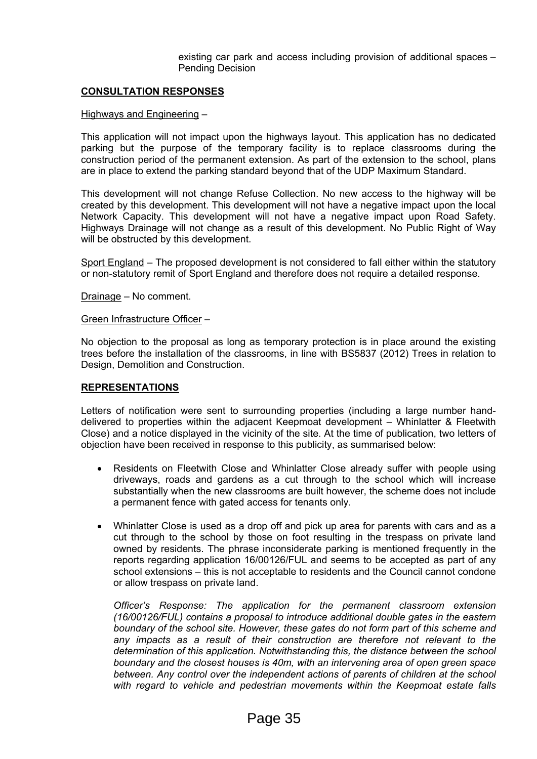existing car park and access including provision of additional spaces – Pending Decision

**CONSULTATION RESPONSES**

Highways and Engineering –

This application will not impact upon the highways layout. This application has no dedicated parking but the purpose of the temporary facility is to replace classrooms during the construction period of the permanent extension. As part of the extension to the school, plans are in place to extend the parking standard beyond that of the UDP Maximum Standard.

This development will not change Refuse Collection. No new access to the highway will be created by this development. This development will not have a negative impact upon the local Network Capacity. This development will not have a negative impact upon Road Safety. Highways Drainage will not change as a result of this development. No Public Right of Way will be obstructed by this development.

Sport England – The proposed development is not considered to fall either within the statutory or non-statutory remit of Sport England and therefore does not require a detailed response.

Drainage – No comment.

Green Infrastructure Officer –

No objection to the proposal as long as temporary protection is in place around the existing trees before the installation of the classrooms, in line with BS5837 (2012) Trees in relation to Design, Demolition and Construction.

**REPRESENTATIONS**

Letters of notification were sent to surrounding properties (including a large number hand-delivered to properties within the adjacent Keepmoat development – Whinlatter & Fleetwith Close) and a notice displayed in the vicinity of the site. At the time of publication, two letters of objection have been received in response to this publicity, as summarised below:

- Residents on Fleetwith Close and Whinlatter Close already suffer with people using driveways, roads and gardens as a cut through to the school which will increase substantially when the new classrooms are built however, the scheme does not include a permanent fence with gated access for tenants only.

- Whinlatter Close is used as a drop off and pick up area for parents with cars and as a cut through to the school by those on foot resulting in the trespass on private land owned by residents. The phrase inconsiderate parking is mentioned frequently in the reports regarding application 16/00126/FUL and seems to be accepted as part of any school extensions – this is not acceptable to residents and the Council cannot condone or allow trespass on private land.

  *Officer's Response: The application for the permanent classroom extension (16/00126/FUL) contains a proposal to introduce additional double gates in the eastern boundary of the school site. However, these gates do not form part of this scheme and any impacts as a result of their construction are therefore not relevant to the determination of this application. Notwithstanding this, the distance between the school boundary and the closest houses is 40m, with an intervening area of open green space between. Any control over the independent actions of parents of children at the school with regard to vehicle and pedestrian movements within the Keepmoat estate falls*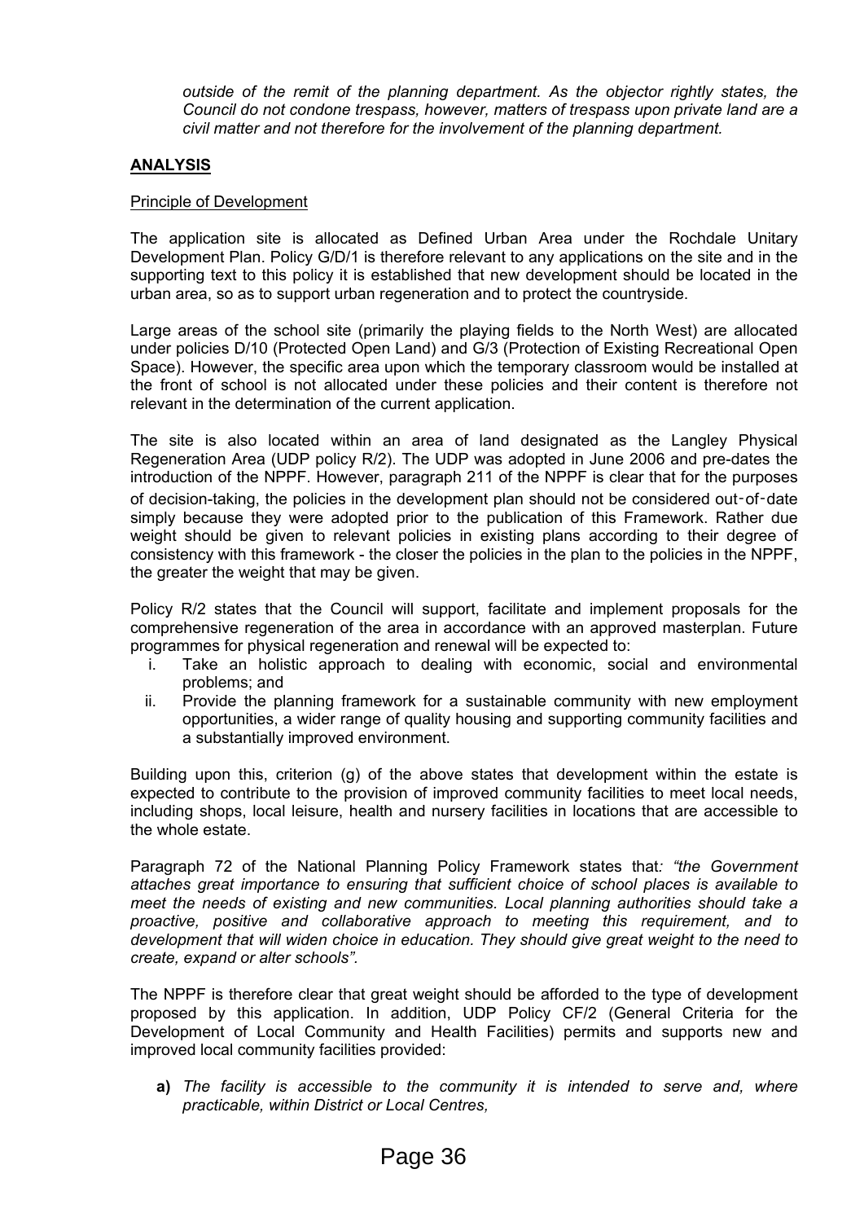*outside of the remit of the planning department. As the objector rightly states, the Council do not condone trespass, however, matters of trespass upon private land are a civil matter and not therefore for the involvement of the planning department.*

## ANALYSIS

Principle of Development

The application site is allocated as Defined Urban Area under the Rochdale Unitary Development Plan. Policy G/D/1 is therefore relevant to any applications on the site and in the supporting text to this policy it is established that new development should be located in the urban area, so as to support urban regeneration and to protect the countryside.

Large areas of the school site (primarily the playing fields to the North West) are allocated under policies D/10 (Protected Open Land) and G/3 (Protection of Existing Recreational Open Space). However, the specific area upon which the temporary classroom would be installed at the front of school is not allocated under these policies and their content is therefore not relevant in the determination of the current application.

The site is also located within an area of land designated as the Langley Physical Regeneration Area (UDP policy R/2). The UDP was adopted in June 2006 and pre-dates the introduction of the NPPF. However, paragraph 211 of the NPPF is clear that for the purposes of decision-taking, the policies in the development plan should not be considered out-of-date simply because they were adopted prior to the publication of this Framework. Rather due weight should be given to relevant policies in existing plans according to their degree of consistency with this framework - the closer the policies in the plan to the policies in the NPPF, the greater the weight that may be given.

Policy R/2 states that the Council will support, facilitate and implement proposals for the comprehensive regeneration of the area in accordance with an approved masterplan. Future programmes for physical regeneration and renewal will be expected to:

i. Take an holistic approach to dealing with economic, social and environmental problems; and
ii. Provide the planning framework for a sustainable community with new employment opportunities, a wider range of quality housing and supporting community facilities and a substantially improved environment.

Building upon this, criterion (g) of the above states that development within the estate is expected to contribute to the provision of improved community facilities to meet local needs, including shops, local leisure, health and nursery facilities in locations that are accessible to the whole estate.

Paragraph 72 of the National Planning Policy Framework states that*: "the Government attaches great importance to ensuring that sufficient choice of school places is available to meet the needs of existing and new communities. Local planning authorities should take a proactive, positive and collaborative approach to meeting this requirement, and to development that will widen choice in education. They should give great weight to the need to create, expand or alter schools".*

The NPPF is therefore clear that great weight should be afforded to the type of development proposed by this application. In addition, UDP Policy CF/2 (General Criteria for the Development of Local Community and Health Facilities) permits and supports new and improved local community facilities provided:

**a)** *The facility is accessible to the community it is intended to serve and, where practicable, within District or Local Centres,*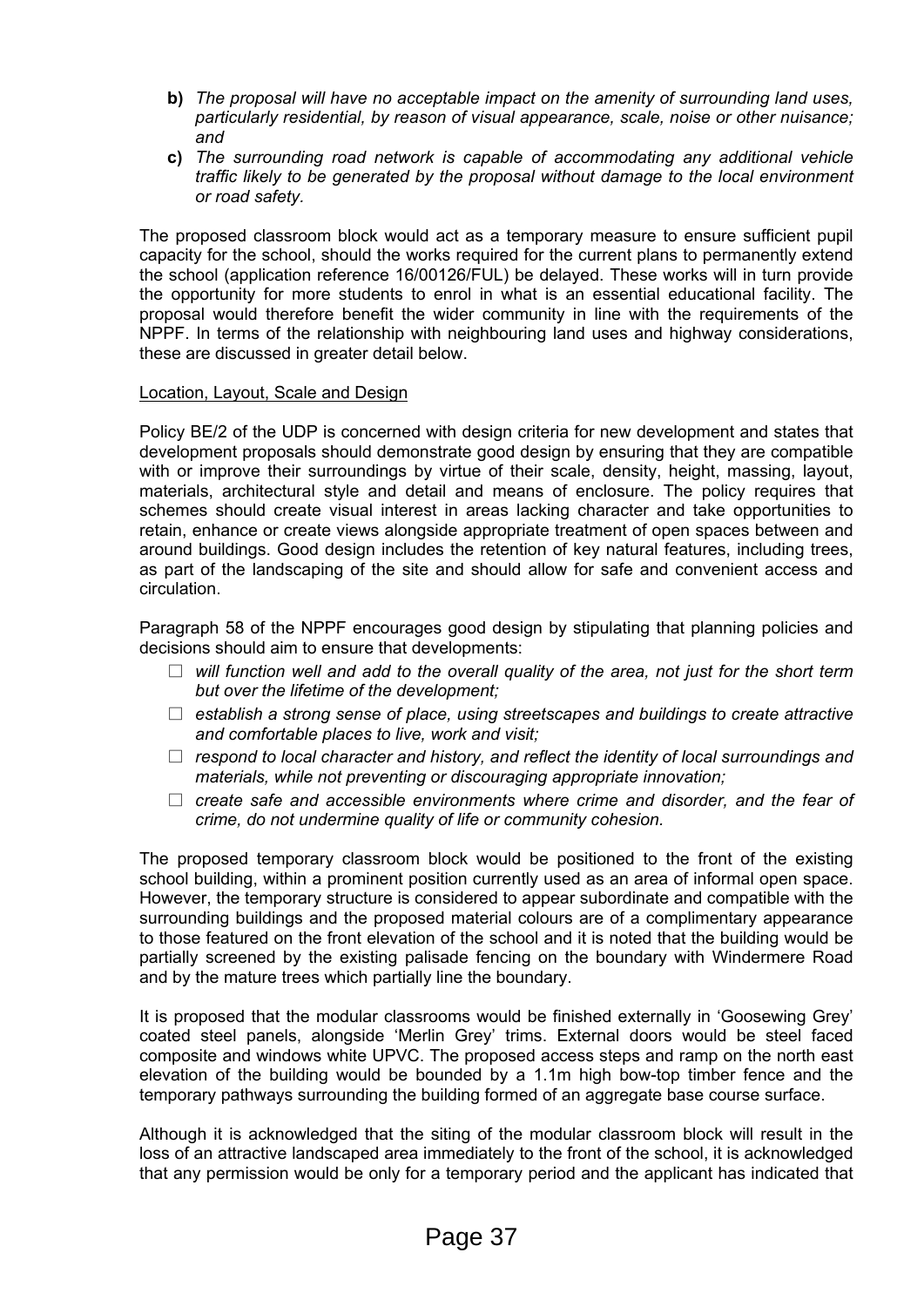- **b)** *The proposal will have no acceptable impact on the amenity of surrounding land uses, particularly residential, by reason of visual appearance, scale, noise or other nuisance; and*
- **c)** *The surrounding road network is capable of accommodating any additional vehicle traffic likely to be generated by the proposal without damage to the local environment or road safety.*

The proposed classroom block would act as a temporary measure to ensure sufficient pupil capacity for the school, should the works required for the current plans to permanently extend the school (application reference 16/00126/FUL) be delayed. These works will in turn provide the opportunity for more students to enrol in what is an essential educational facility. The proposal would therefore benefit the wider community in line with the requirements of the NPPF. In terms of the relationship with neighbouring land uses and highway considerations, these are discussed in greater detail below.

Location, Layout, Scale and Design

Policy BE/2 of the UDP is concerned with design criteria for new development and states that development proposals should demonstrate good design by ensuring that they are compatible with or improve their surroundings by virtue of their scale, density, height, massing, layout, materials, architectural style and detail and means of enclosure. The policy requires that schemes should create visual interest in areas lacking character and take opportunities to retain, enhance or create views alongside appropriate treatment of open spaces between and around buildings. Good design includes the retention of key natural features, including trees, as part of the landscaping of the site and should allow for safe and convenient access and circulation.

Paragraph 58 of the NPPF encourages good design by stipulating that planning policies and decisions should aim to ensure that developments:

- *will function well and add to the overall quality of the area, not just for the short term but over the lifetime of the development;*
- *establish a strong sense of place, using streetscapes and buildings to create attractive and comfortable places to live, work and visit;*
- *respond to local character and history, and reflect the identity of local surroundings and materials, while not preventing or discouraging appropriate innovation;*
- *create safe and accessible environments where crime and disorder, and the fear of crime, do not undermine quality of life or community cohesion.*

The proposed temporary classroom block would be positioned to the front of the existing school building, within a prominent position currently used as an area of informal open space. However, the temporary structure is considered to appear subordinate and compatible with the surrounding buildings and the proposed material colours are of a complimentary appearance to those featured on the front elevation of the school and it is noted that the building would be partially screened by the existing palisade fencing on the boundary with Windermere Road and by the mature trees which partially line the boundary.

It is proposed that the modular classrooms would be finished externally in 'Goosewing Grey' coated steel panels, alongside 'Merlin Grey' trims. External doors would be steel faced composite and windows white UPVC. The proposed access steps and ramp on the north east elevation of the building would be bounded by a 1.1m high bow-top timber fence and the temporary pathways surrounding the building formed of an aggregate base course surface.

Although it is acknowledged that the siting of the modular classroom block will result in the loss of an attractive landscaped area immediately to the front of the school, it is acknowledged that any permission would be only for a temporary period and the applicant has indicated that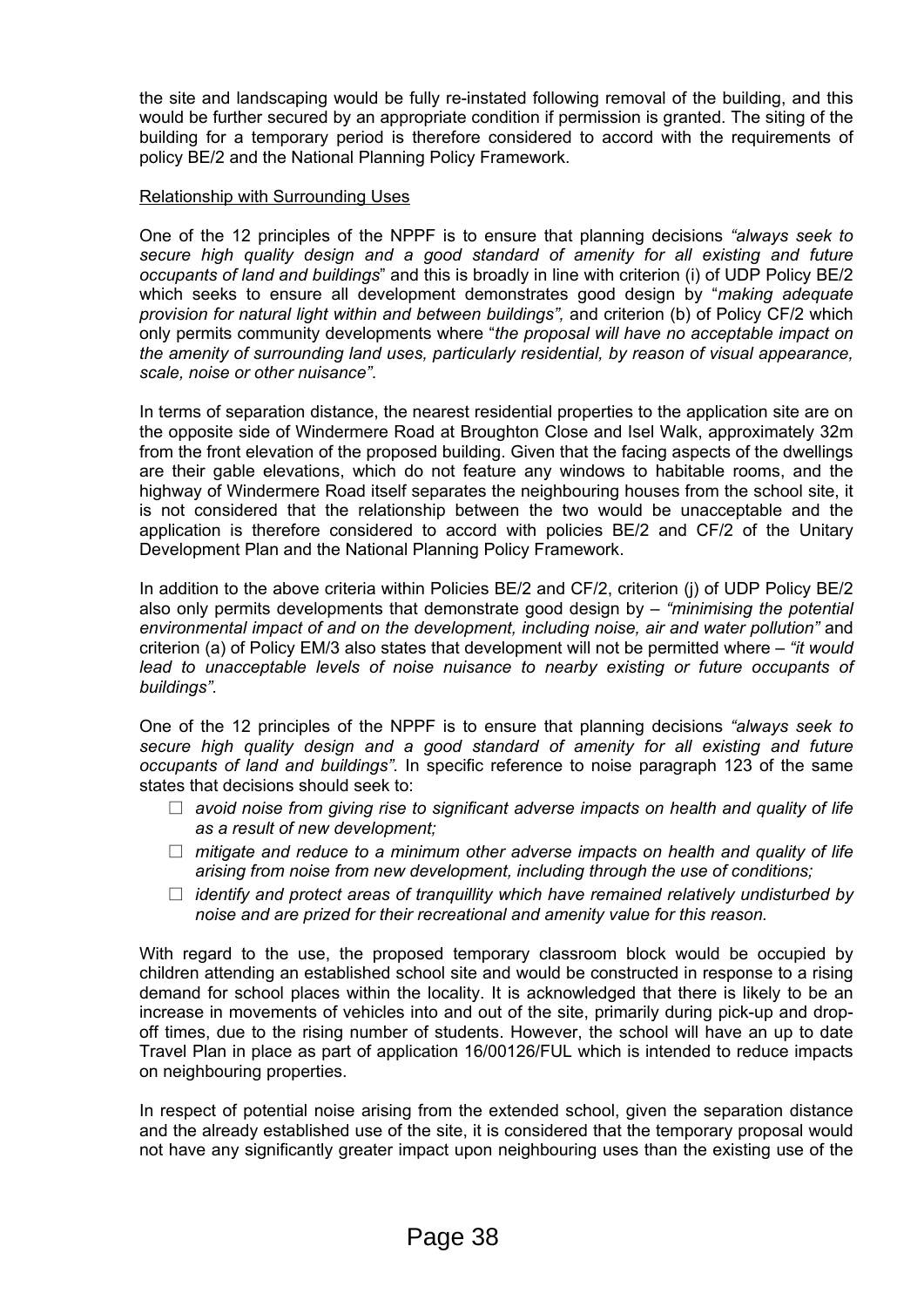the site and landscaping would be fully re-instated following removal of the building, and this would be further secured by an appropriate condition if permission is granted. The siting of the building for a temporary period is therefore considered to accord with the requirements of policy BE/2 and the National Planning Policy Framework.

Relationship with Surrounding Uses

One of the 12 principles of the NPPF is to ensure that planning decisions *"always seek to secure high quality design and a good standard of amenity for all existing and future occupants of land and buildings*" and this is broadly in line with criterion (i) of UDP Policy BE/2 which seeks to ensure all development demonstrates good design by "*making adequate provision for natural light within and between buildings",* and criterion (b) of Policy CF/2 which only permits community developments where "*the proposal will have no acceptable impact on the amenity of surrounding land uses, particularly residential, by reason of visual appearance, scale, noise or other nuisance"*.

In terms of separation distance, the nearest residential properties to the application site are on the opposite side of Windermere Road at Broughton Close and Isel Walk, approximately 32m from the front elevation of the proposed building. Given that the facing aspects of the dwellings are their gable elevations, which do not feature any windows to habitable rooms, and the highway of Windermere Road itself separates the neighbouring houses from the school site, it is not considered that the relationship between the two would be unacceptable and the application is therefore considered to accord with policies BE/2 and CF/2 of the Unitary Development Plan and the National Planning Policy Framework.

In addition to the above criteria within Policies BE/2 and CF/2, criterion (j) of UDP Policy BE/2 also only permits developments that demonstrate good design by – *"minimising the potential environmental impact of and on the development, including noise, air and water pollution"* and criterion (a) of Policy EM/3 also states that development will not be permitted where – *"it would lead to unacceptable levels of noise nuisance to nearby existing or future occupants of buildings".*

One of the 12 principles of the NPPF is to ensure that planning decisions *"always seek to secure high quality design and a good standard of amenity for all existing and future occupants of land and buildings".* In specific reference to noise paragraph 123 of the same states that decisions should seek to:

- *avoid noise from giving rise to significant adverse impacts on health and quality of life as a result of new development;*
- *mitigate and reduce to a minimum other adverse impacts on health and quality of life arising from noise from new development, including through the use of conditions;*
- *identify and protect areas of tranquillity which have remained relatively undisturbed by noise and are prized for their recreational and amenity value for this reason.*

With regard to the use, the proposed temporary classroom block would be occupied by children attending an established school site and would be constructed in response to a rising demand for school places within the locality. It is acknowledged that there is likely to be an increase in movements of vehicles into and out of the site, primarily during pick-up and drop-off times, due to the rising number of students. However, the school will have an up to date Travel Plan in place as part of application 16/00126/FUL which is intended to reduce impacts on neighbouring properties.

In respect of potential noise arising from the extended school, given the separation distance and the already established use of the site, it is considered that the temporary proposal would not have any significantly greater impact upon neighbouring uses than the existing use of the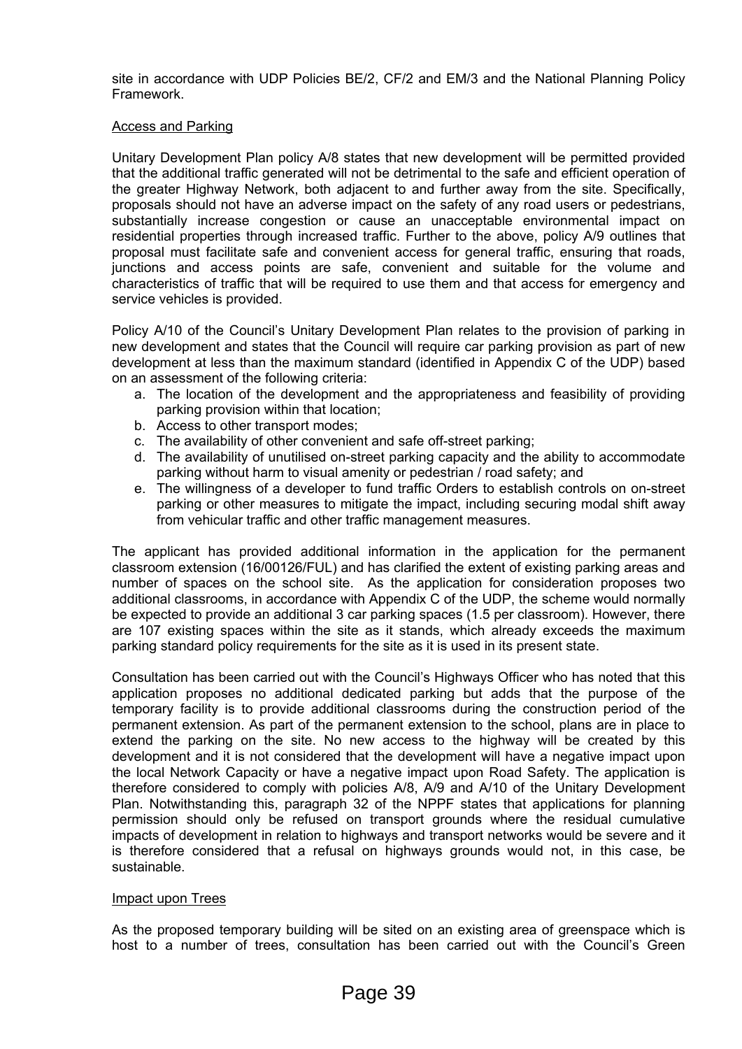site in accordance with UDP Policies BE/2, CF/2 and EM/3 and the National Planning Policy Framework.

Access and Parking

Unitary Development Plan policy A/8 states that new development will be permitted provided that the additional traffic generated will not be detrimental to the safe and efficient operation of the greater Highway Network, both adjacent to and further away from the site. Specifically, proposals should not have an adverse impact on the safety of any road users or pedestrians, substantially increase congestion or cause an unacceptable environmental impact on residential properties through increased traffic. Further to the above, policy A/9 outlines that proposal must facilitate safe and convenient access for general traffic, ensuring that roads, junctions and access points are safe, convenient and suitable for the volume and characteristics of traffic that will be required to use them and that access for emergency and service vehicles is provided.

Policy A/10 of the Council's Unitary Development Plan relates to the provision of parking in new development and states that the Council will require car parking provision as part of new development at less than the maximum standard (identified in Appendix C of the UDP) based on an assessment of the following criteria:

a. The location of the development and the appropriateness and feasibility of providing parking provision within that location;
b. Access to other transport modes;
c. The availability of other convenient and safe off-street parking;
d. The availability of unutilised on-street parking capacity and the ability to accommodate parking without harm to visual amenity or pedestrian / road safety; and
e. The willingness of a developer to fund traffic Orders to establish controls on on-street parking or other measures to mitigate the impact, including securing modal shift away from vehicular traffic and other traffic management measures.

The applicant has provided additional information in the application for the permanent classroom extension (16/00126/FUL) and has clarified the extent of existing parking areas and number of spaces on the school site. As the application for consideration proposes two additional classrooms, in accordance with Appendix C of the UDP, the scheme would normally be expected to provide an additional 3 car parking spaces (1.5 per classroom). However, there are 107 existing spaces within the site as it stands, which already exceeds the maximum parking standard policy requirements for the site as it is used in its present state.

Consultation has been carried out with the Council's Highways Officer who has noted that this application proposes no additional dedicated parking but adds that the purpose of the temporary facility is to provide additional classrooms during the construction period of the permanent extension. As part of the permanent extension to the school, plans are in place to extend the parking on the site. No new access to the highway will be created by this development and it is not considered that the development will have a negative impact upon the local Network Capacity or have a negative impact upon Road Safety. The application is therefore considered to comply with policies A/8, A/9 and A/10 of the Unitary Development Plan. Notwithstanding this, paragraph 32 of the NPPF states that applications for planning permission should only be refused on transport grounds where the residual cumulative impacts of development in relation to highways and transport networks would be severe and it is therefore considered that a refusal on highways grounds would not, in this case, be sustainable.

Impact upon Trees

As the proposed temporary building will be sited on an existing area of greenspace which is host to a number of trees, consultation has been carried out with the Council's Green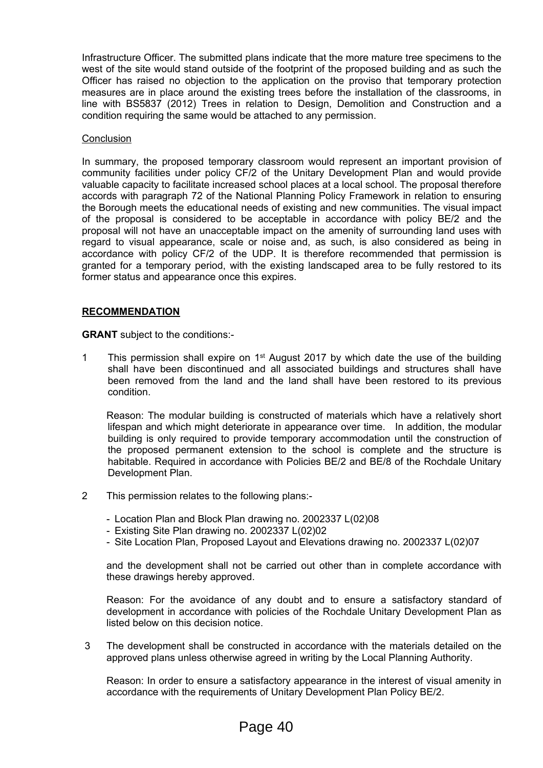Infrastructure Officer. The submitted plans indicate that the more mature tree specimens to the west of the site would stand outside of the footprint of the proposed building and as such the Officer has raised no objection to the application on the proviso that temporary protection measures are in place around the existing trees before the installation of the classrooms, in line with BS5837 (2012) Trees in relation to Design, Demolition and Construction and a condition requiring the same would be attached to any permission.

Conclusion

In summary, the proposed temporary classroom would represent an important provision of community facilities under policy CF/2 of the Unitary Development Plan and would provide valuable capacity to facilitate increased school places at a local school. The proposal therefore accords with paragraph 72 of the National Planning Policy Framework in relation to ensuring the Borough meets the educational needs of existing and new communities. The visual impact of the proposal is considered to be acceptable in accordance with policy BE/2 and the proposal will not have an unacceptable impact on the amenity of surrounding land uses with regard to visual appearance, scale or noise and, as such, is also considered as being in accordance with policy CF/2 of the UDP. It is therefore recommended that permission is granted for a temporary period, with the existing landscaped area to be fully restored to its former status and appearance once this expires.

**RECOMMENDATION**

**GRANT** subject to the conditions:-

1 This permission shall expire on 1st August 2017 by which date the use of the building shall have been discontinued and all associated buildings and structures shall have been removed from the land and the land shall have been restored to its previous condition.

   Reason: The modular building is constructed of materials which have a relatively short lifespan and which might deteriorate in appearance over time. In addition, the modular building is only required to provide temporary accommodation until the construction of the proposed permanent extension to the school is complete and the structure is habitable. Required in accordance with Policies BE/2 and BE/8 of the Rochdale Unitary Development Plan.

2 This permission relates to the following plans:-

   - Location Plan and Block Plan drawing no. 2002337 L(02)08
   - Existing Site Plan drawing no. 2002337 L(02)02
   - Site Location Plan, Proposed Layout and Elevations drawing no. 2002337 L(02)07

   and the development shall not be carried out other than in complete accordance with these drawings hereby approved.

   Reason: For the avoidance of any doubt and to ensure a satisfactory standard of development in accordance with policies of the Rochdale Unitary Development Plan as listed below on this decision notice.

3 The development shall be constructed in accordance with the materials detailed on the approved plans unless otherwise agreed in writing by the Local Planning Authority.

   Reason: In order to ensure a satisfactory appearance in the interest of visual amenity in accordance with the requirements of Unitary Development Plan Policy BE/2.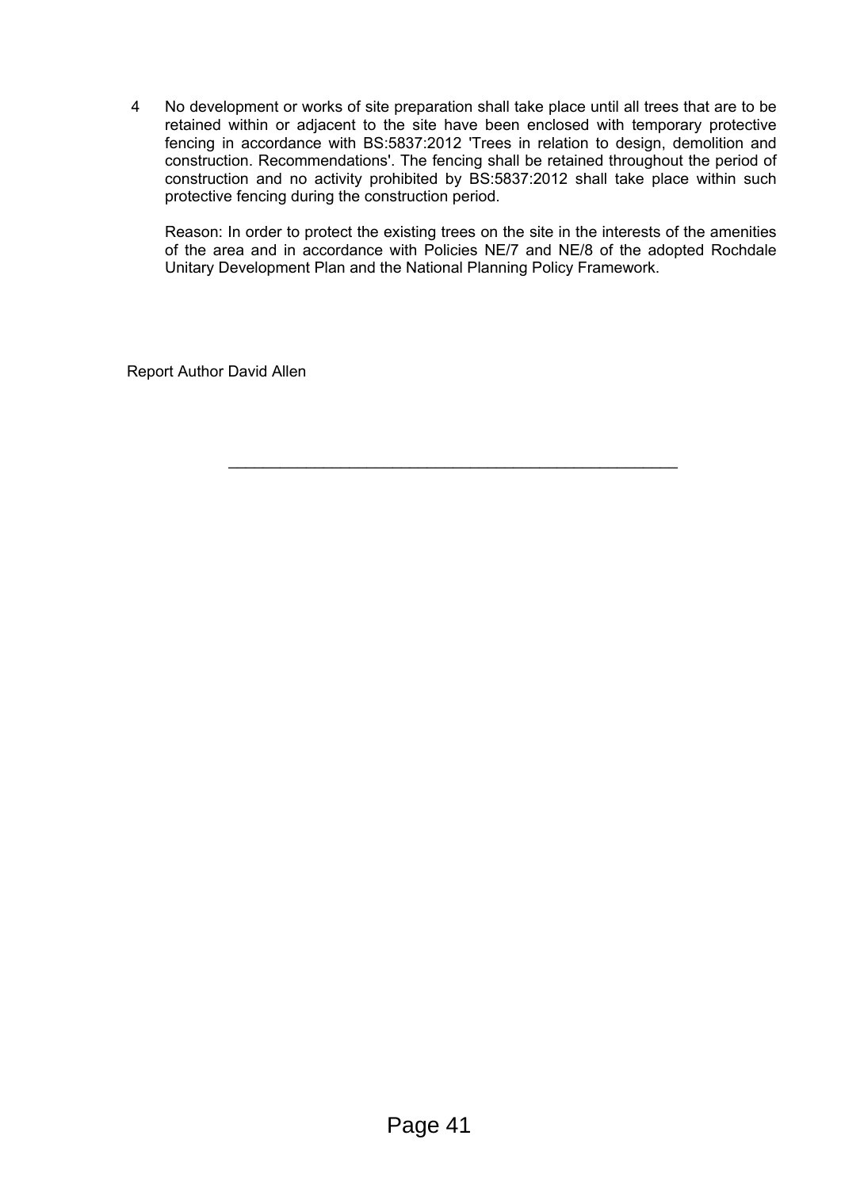4 No development or works of site preparation shall take place until all trees that are to be retained within or adjacent to the site have been enclosed with temporary protective fencing in accordance with BS:5837:2012 'Trees in relation to design, demolition and construction. Recommendations'. The fencing shall be retained throughout the period of construction and no activity prohibited by BS:5837:2012 shall take place within such protective fencing during the construction period.

   Reason: In order to protect the existing trees on the site in the interests of the amenities of the area and in accordance with Policies NE/7 and NE/8 of the adopted Rochdale Unitary Development Plan and the National Planning Policy Framework.

Report Author David Allen

---